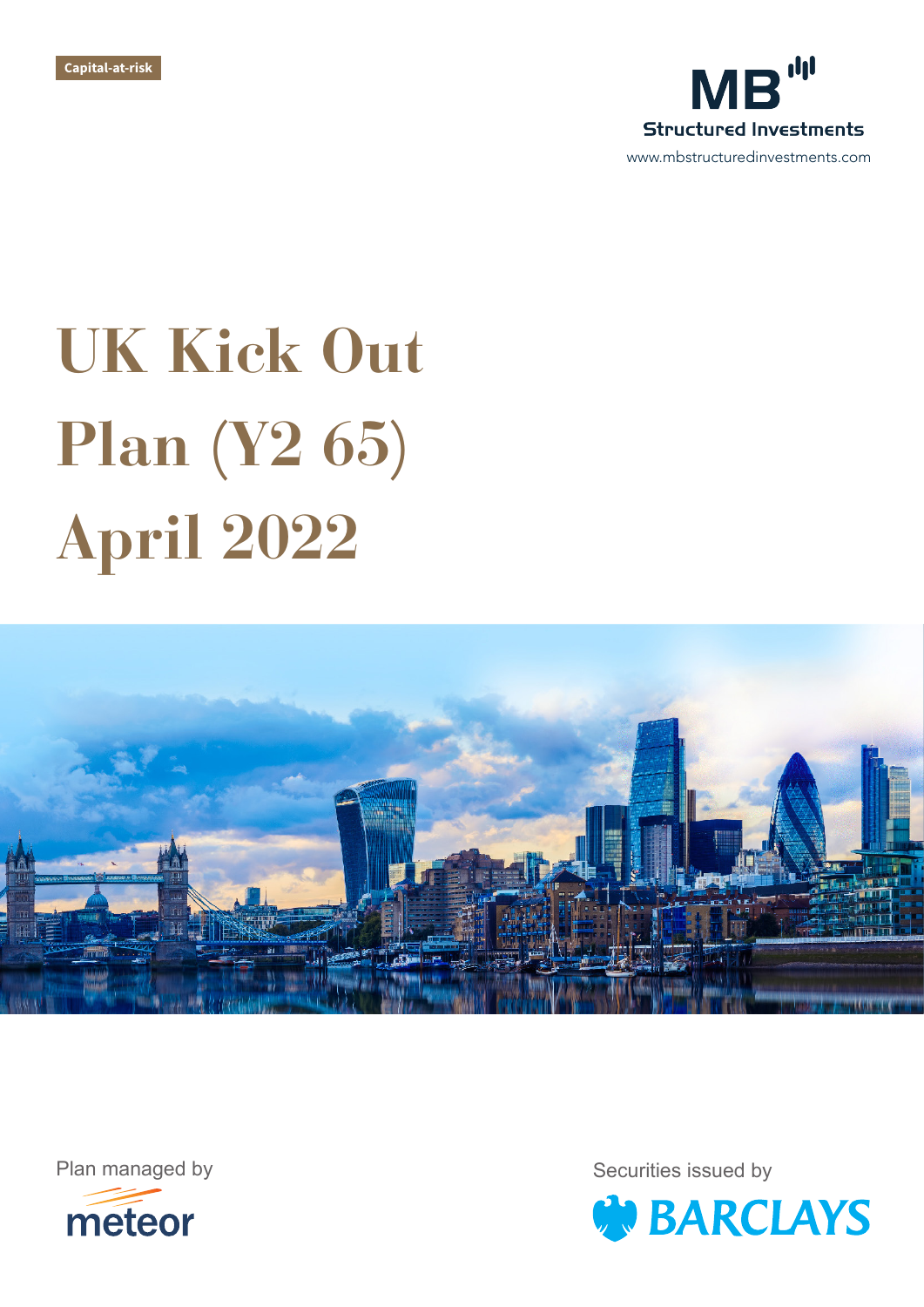Capital-at-risk

MB Structured Investments

www.mbstructuredinvestments.com

# UK Kick Out Plan (Y2 65) April 2022

Plan managed by

meteor

Securities issued by

BARCLAYS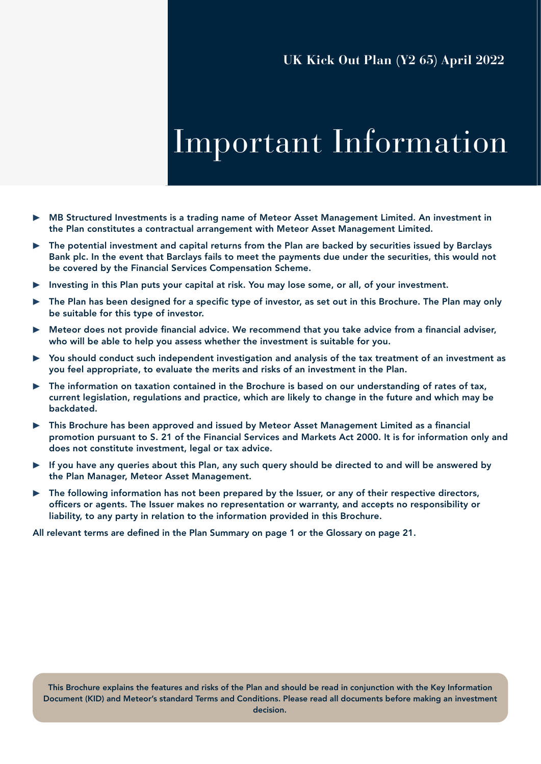UK Kick Out Plan (Y2 65) April 2022

# Important Information

- **MB Structured Investments is a trading name of Meteor Asset Management Limited. An investment in the Plan constitutes a contractual arrangement with Meteor Asset Management Limited.**
- **The potential investment and capital returns from the Plan are backed by securities issued by Barclays Bank plc. In the event that Barclays fails to meet the payments due under the securities, this would not be covered by the Financial Services Compensation Scheme.**
- **Investing in this Plan puts your capital at risk. You may lose some, or all, of your investment.**
- **The Plan has been designed for a specific type of investor, as set out in this Brochure. The Plan may only be suitable for this type of investor.**
- **Meteor does not provide financial advice. We recommend that you take advice from a financial adviser, who will be able to help you assess whether the investment is suitable for you.**
- **You should conduct such independent investigation and analysis of the tax treatment of an investment as you feel appropriate, to evaluate the merits and risks of an investment in the Plan.**
- **The information on taxation contained in the Brochure is based on our understanding of rates of tax, current legislation, regulations and practice, which are likely to change in the future and which may be backdated.**
- **This Brochure has been approved and issued by Meteor Asset Management Limited as a financial promotion pursuant to S. 21 of the Financial Services and Markets Act 2000. It is for information only and does not constitute investment, legal or tax advice.**
- **If you have any queries about this Plan, any such query should be directed to and will be answered by the Plan Manager, Meteor Asset Management.**
- **The following information has not been prepared by the Issuer, or any of their respective directors, officers or agents. The Issuer makes no representation or warranty, and accepts no responsibility or liability, to any party in relation to the information provided in this Brochure.**

**All relevant terms are defined in the Plan Summary on page 1 or the Glossary on page 21.**

**This Brochure explains the features and risks of the Plan and should be read in conjunction with the Key Information Document (KID) and Meteor's standard Terms and Conditions. Please read all documents before making an investment decision.**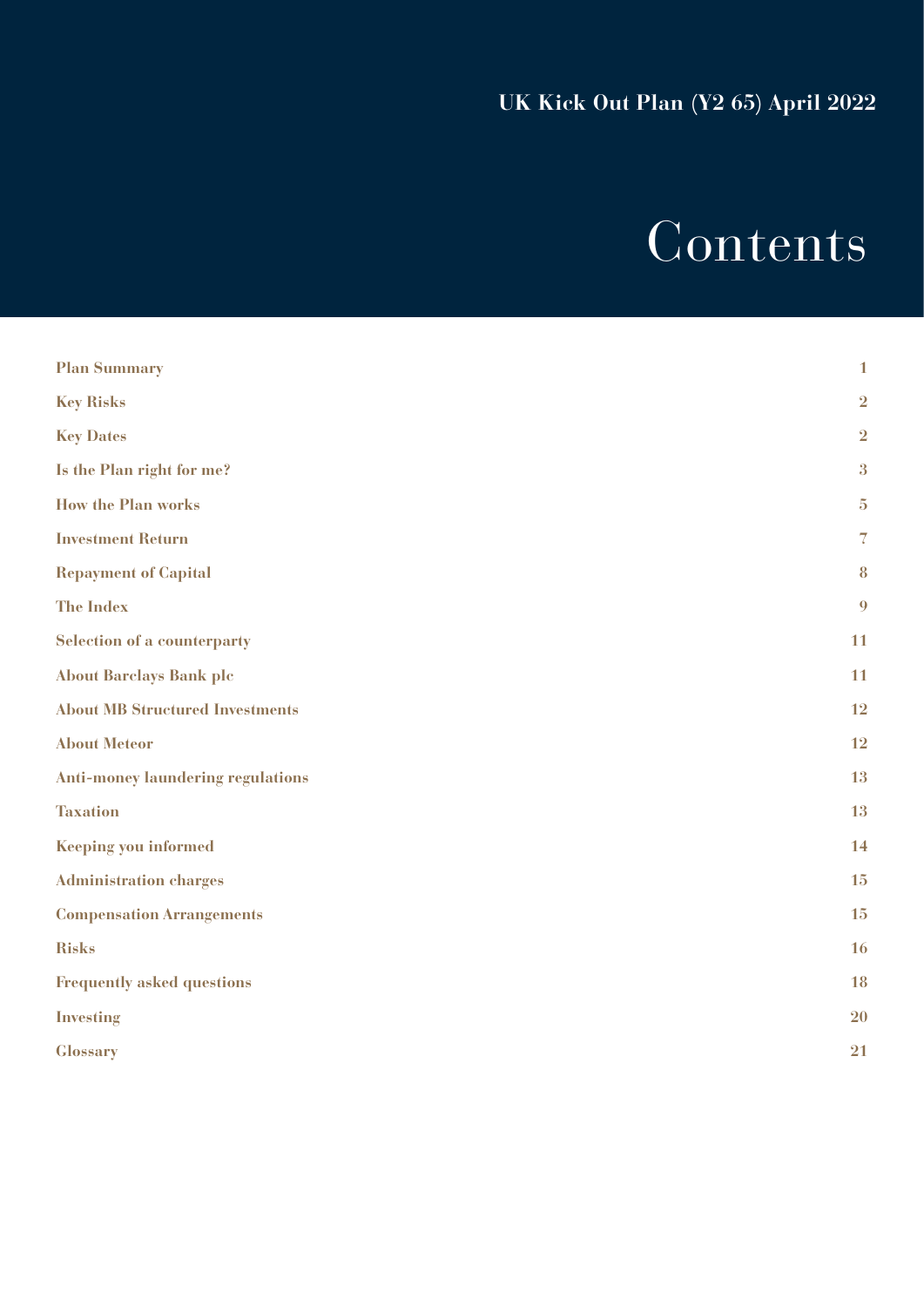UK Kick Out Plan (Y2 65) April 2022

# Contents

| | |
|---|---|
| **Plan Summary** | 1 |
| **Key Risks** | 2 |
| **Key Dates** | 2 |
| **Is the Plan right for me?** | 3 |
| **How the Plan works** | 5 |
| **Investment Return** | 7 |
| **Repayment of Capital** | 8 |
| **The Index** | 9 |
| **Selection of a counterparty** | 11 |
| **About Barclays Bank plc** | 11 |
| **About MB Structured Investments** | 12 |
| **About Meteor** | 12 |
| **Anti-money laundering regulations** | 13 |
| **Taxation** | 13 |
| **Keeping you informed** | 14 |
| **Administration charges** | 15 |
| **Compensation Arrangements** | 15 |
| **Risks** | 16 |
| **Frequently asked questions** | 18 |
| **Investing** | 20 |
| **Glossary** | 21 |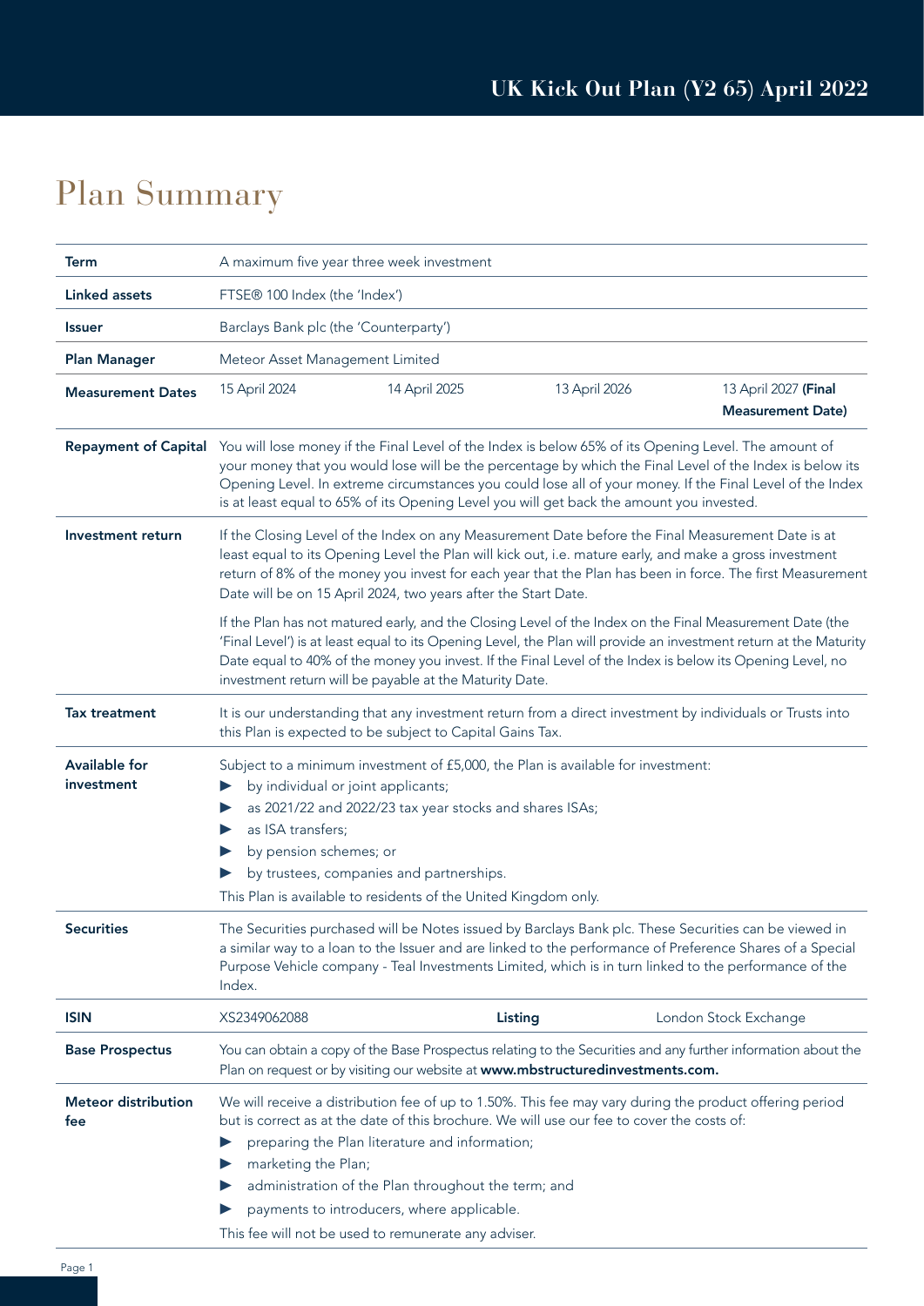# Plan Summary

| | |
|---|---|
| **Term** | A maximum five year three week investment |
| **Linked assets** | FTSE® 100 Index (the 'Index') |
| **Issuer** | Barclays Bank plc (the 'Counterparty') |
| **Plan Manager** | Meteor Asset Management Limited |
| **Measurement Dates** | 15 April 2024; 14 April 2025; 13 April 2026; 13 April 2027 **(Final Measurement Date)** |
| **Repayment of Capital** | You will lose money if the Final Level of the Index is below 65% of its Opening Level. The amount of your money that you would lose will be the percentage by which the Final Level of the Index is below its Opening Level. In extreme circumstances you could lose all of your money. If the Final Level of the Index is at least equal to 65% of its Opening Level you will get back the amount you invested. |
| **Investment return** | If the Closing Level of the Index on any Measurement Date before the Final Measurement Date is at least equal to its Opening Level the Plan will kick out, i.e. mature early, and make a gross investment return of 8% of the money you invest for each year that the Plan has been in force. The first Measurement Date will be on 15 April 2024, two years after the Start Date.<br><br>If the Plan has not matured early, and the Closing Level of the Index on the Final Measurement Date (the 'Final Level') is at least equal to its Opening Level, the Plan will provide an investment return at the Maturity Date equal to 40% of the money you invest. If the Final Level of the Index is below its Opening Level, no investment return will be payable at the Maturity Date. |
| **Tax treatment** | It is our understanding that any investment return from a direct investment by individuals or Trusts into this Plan is expected to be subject to Capital Gains Tax. |
| **Available for investment** | Subject to a minimum investment of £5,000, the Plan is available for investment:<br>▶ by individual or joint applicants;<br>▶ as 2021/22 and 2022/23 tax year stocks and shares ISAs;<br>▶ as ISA transfers;<br>▶ by pension schemes; or<br>▶ by trustees, companies and partnerships.<br>This Plan is available to residents of the United Kingdom only. |
| **Securities** | The Securities purchased will be Notes issued by Barclays Bank plc. These Securities can be viewed in a similar way to a loan to the Issuer and are linked to the performance of Preference Shares of a Special Purpose Vehicle company - Teal Investments Limited, which is in turn linked to the performance of the Index. |
| **ISIN** | XS2349062088 — **Listing**: London Stock Exchange |
| **Base Prospectus** | You can obtain a copy of the Base Prospectus relating to the Securities and any further information about the Plan on request or by visiting our website at **www.mbstructuredinvestments.com.** |
| **Meteor distribution fee** | We will receive a distribution fee of up to 1.50%. This fee may vary during the product offering period but is correct as at the date of this brochure. We will use our fee to cover the costs of:<br>▶ preparing the Plan literature and information;<br>▶ marketing the Plan;<br>▶ administration of the Plan throughout the term; and<br>▶ payments to introducers, where applicable.<br>This fee will not be used to remunerate any adviser. |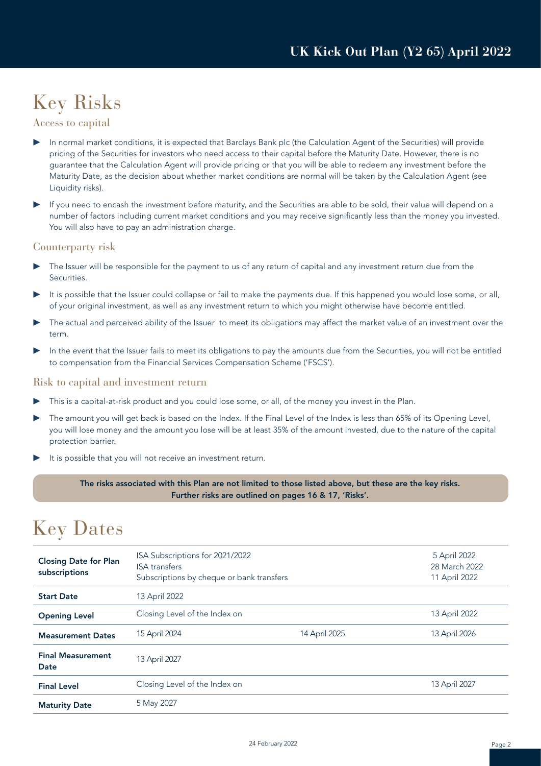# Key Risks

## Access to capital

- In normal market conditions, it is expected that Barclays Bank plc (the Calculation Agent of the Securities) will provide pricing of the Securities for investors who need access to their capital before the Maturity Date. However, there is no guarantee that the Calculation Agent will provide pricing or that you will be able to redeem any investment before the Maturity Date, as the decision about whether market conditions are normal will be taken by the Calculation Agent (see Liquidity risks).
- If you need to encash the investment before maturity, and the Securities are able to be sold, their value will depend on a number of factors including current market conditions and you may receive significantly less than the money you invested. You will also have to pay an administration charge.

## Counterparty risk

- The Issuer will be responsible for the payment to us of any return of capital and any investment return due from the Securities.
- It is possible that the Issuer could collapse or fail to make the payments due. If this happened you would lose some, or all, of your original investment, as well as any investment return to which you might otherwise have become entitled.
- The actual and perceived ability of the Issuer to meet its obligations may affect the market value of an investment over the term.
- In the event that the Issuer fails to meet its obligations to pay the amounts due from the Securities, you will not be entitled to compensation from the Financial Services Compensation Scheme ('FSCS').

## Risk to capital and investment return

- This is a capital-at-risk product and you could lose some, or all, of the money you invest in the Plan.
- The amount you will get back is based on the Index. If the Final Level of the Index is less than 65% of its Opening Level, you will lose money and the amount you lose will be at least 35% of the amount invested, due to the nature of the capital protection barrier.
- It is possible that you will not receive an investment return.

**The risks associated with this Plan are not limited to those listed above, but these are the key risks. Further risks are outlined on pages 16 & 17, 'Risks'.**

# Key Dates

| | | | |
|---|---|---|---|
| **Closing Date for Plan subscriptions** | ISA Subscriptions for 2021/2022<br>ISA transfers<br>Subscriptions by cheque or bank transfers | | 5 April 2022<br>28 March 2022<br>11 April 2022 |
| **Start Date** | 13 April 2022 | | |
| **Opening Level** | Closing Level of the Index on | | 13 April 2022 |
| **Measurement Dates** | 15 April 2024 | 14 April 2025 | 13 April 2026 |
| **Final Measurement Date** | 13 April 2027 | | |
| **Final Level** | Closing Level of the Index on | | 13 April 2027 |
| **Maturity Date** | 5 May 2027 | | |

24 February 2022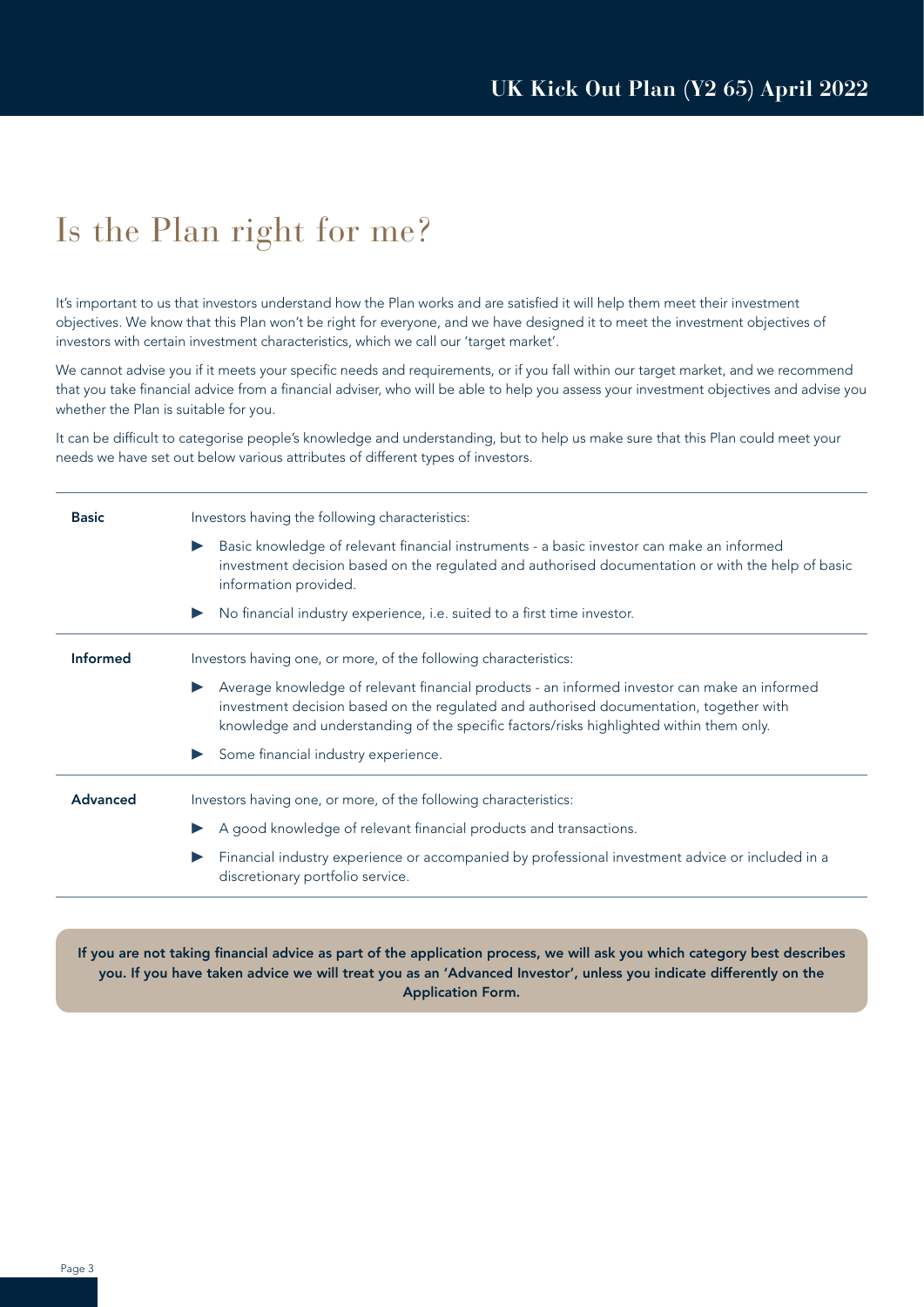# Is the Plan right for me?

It's important to us that investors understand how the Plan works and are satisfied it will help them meet their investment objectives. We know that this Plan won't be right for everyone, and we have designed it to meet the investment objectives of investors with certain investment characteristics, which we call our 'target market'.

We cannot advise you if it meets your specific needs and requirements, or if you fall within our target market, and we recommend that you take financial advice from a financial adviser, who will be able to help you assess your investment objectives and advise you whether the Plan is suitable for you.

It can be difficult to categorise people's knowledge and understanding, but to help us make sure that this Plan could meet your needs we have set out below various attributes of different types of investors.

| | |
|---|---|
| **Basic** | Investors having the following characteristics:<br>▶ Basic knowledge of relevant financial instruments - a basic investor can make an informed investment decision based on the regulated and authorised documentation or with the help of basic information provided.<br>▶ No financial industry experience, i.e. suited to a first time investor. |
| **Informed** | Investors having one, or more, of the following characteristics:<br>▶ Average knowledge of relevant financial products - an informed investor can make an informed investment decision based on the regulated and authorised documentation, together with knowledge and understanding of the specific factors/risks highlighted within them only.<br>▶ Some financial industry experience. |
| **Advanced** | Investors having one, or more, of the following characteristics:<br>▶ A good knowledge of relevant financial products and transactions.<br>▶ Financial industry experience or accompanied by professional investment advice or included in a discretionary portfolio service. |

**If you are not taking financial advice as part of the application process, we will ask you which category best describes you. If you have taken advice we will treat you as an 'Advanced Investor', unless you indicate differently on the Application Form.**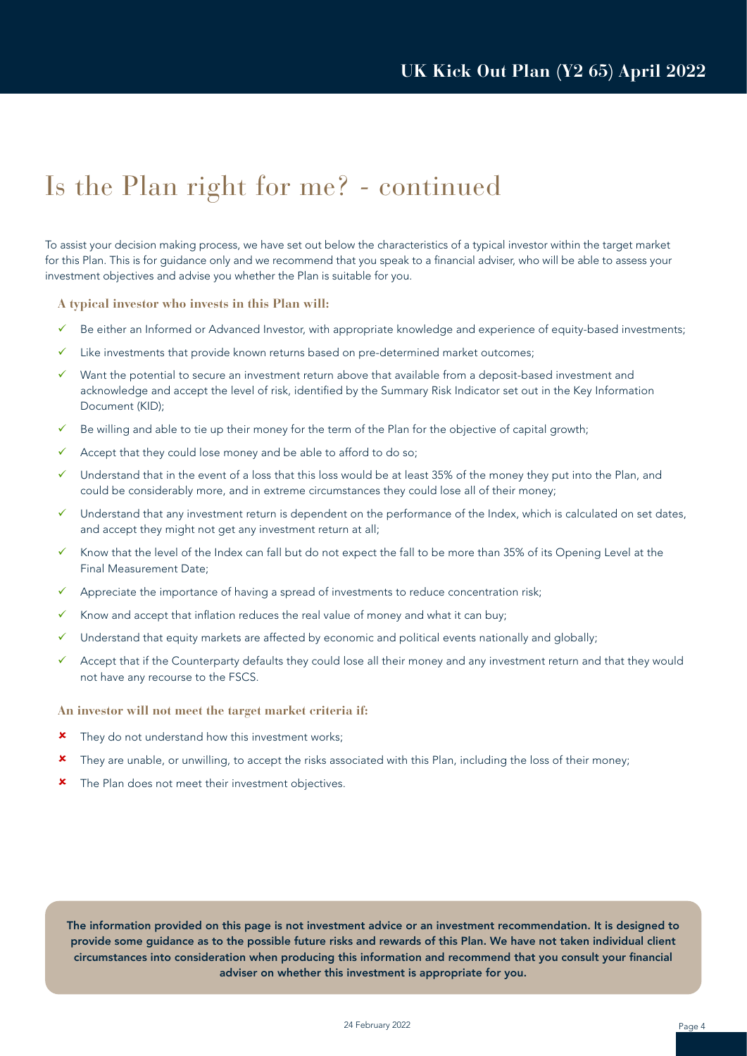# Is the Plan right for me? - continued

To assist your decision making process, we have set out below the characteristics of a typical investor within the target market for this Plan. This is for guidance only and we recommend that you speak to a financial adviser, who will be able to assess your investment objectives and advise you whether the Plan is suitable for you.

**A typical investor who invests in this Plan will:**

- ✓ Be either an Informed or Advanced Investor, with appropriate knowledge and experience of equity-based investments;
- ✓ Like investments that provide known returns based on pre-determined market outcomes;
- ✓ Want the potential to secure an investment return above that available from a deposit-based investment and acknowledge and accept the level of risk, identified by the Summary Risk Indicator set out in the Key Information Document (KID);
- ✓ Be willing and able to tie up their money for the term of the Plan for the objective of capital growth;
- ✓ Accept that they could lose money and be able to afford to do so;
- ✓ Understand that in the event of a loss that this loss would be at least 35% of the money they put into the Plan, and could be considerably more, and in extreme circumstances they could lose all of their money;
- ✓ Understand that any investment return is dependent on the performance of the Index, which is calculated on set dates, and accept they might not get any investment return at all;
- ✓ Know that the level of the Index can fall but do not expect the fall to be more than 35% of its Opening Level at the Final Measurement Date;
- ✓ Appreciate the importance of having a spread of investments to reduce concentration risk;
- ✓ Know and accept that inflation reduces the real value of money and what it can buy;
- ✓ Understand that equity markets are affected by economic and political events nationally and globally;
- ✓ Accept that if the Counterparty defaults they could lose all their money and any investment return and that they would not have any recourse to the FSCS.

**An investor will not meet the target market criteria if:**

- ✘ They do not understand how this investment works;
- ✘ They are unable, or unwilling, to accept the risks associated with this Plan, including the loss of their money;
- ✘ The Plan does not meet their investment objectives.

**The information provided on this page is not investment advice or an investment recommendation. It is designed to provide some guidance as to the possible future risks and rewards of this Plan. We have not taken individual client circumstances into consideration when producing this information and recommend that you consult your financial adviser on whether this investment is appropriate for you.**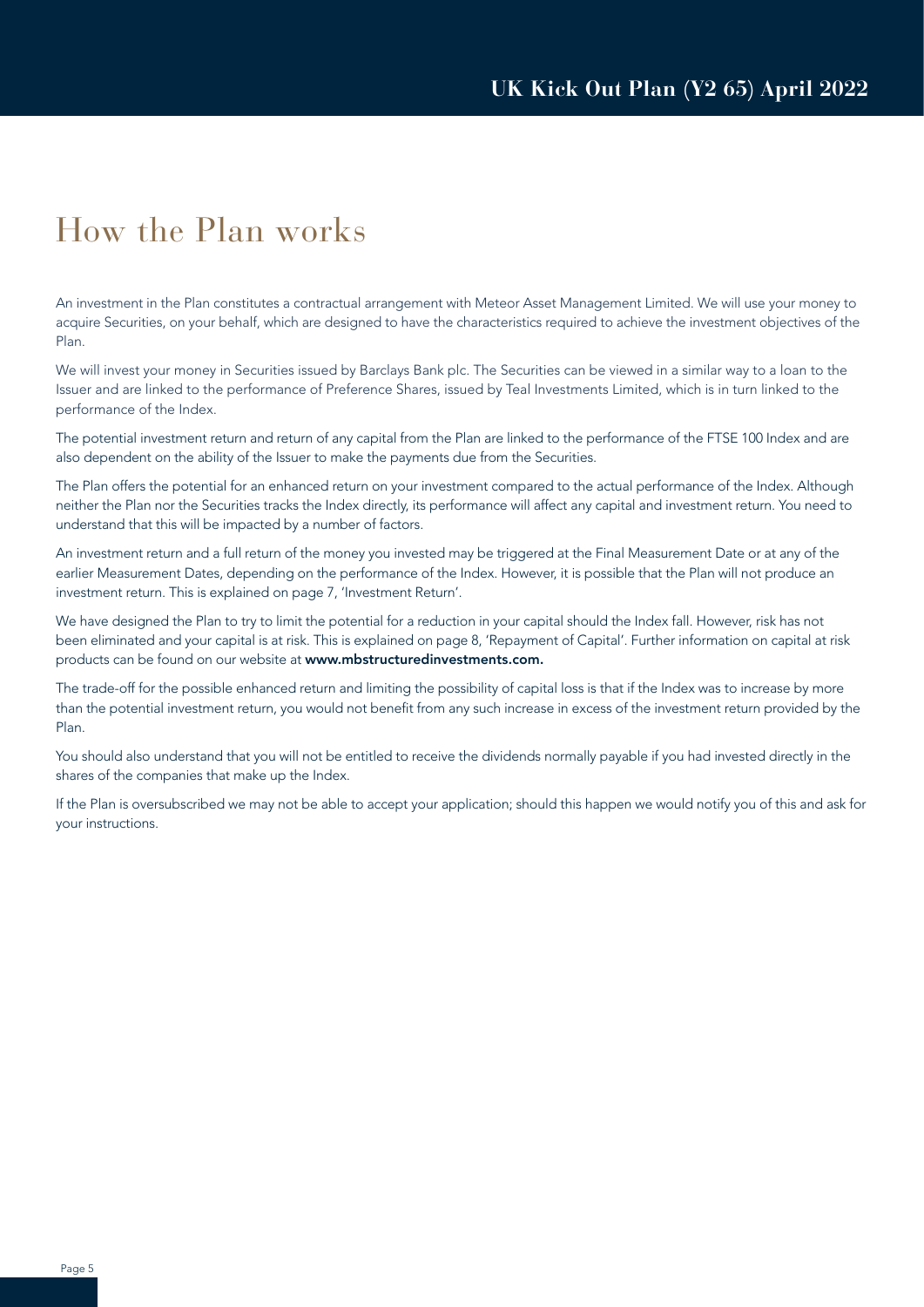# How the Plan works

An investment in the Plan constitutes a contractual arrangement with Meteor Asset Management Limited. We will use your money to acquire Securities, on your behalf, which are designed to have the characteristics required to achieve the investment objectives of the Plan.

We will invest your money in Securities issued by Barclays Bank plc. The Securities can be viewed in a similar way to a loan to the Issuer and are linked to the performance of Preference Shares, issued by Teal Investments Limited, which is in turn linked to the performance of the Index.

The potential investment return and return of any capital from the Plan are linked to the performance of the FTSE 100 Index and are also dependent on the ability of the Issuer to make the payments due from the Securities.

The Plan offers the potential for an enhanced return on your investment compared to the actual performance of the Index. Although neither the Plan nor the Securities tracks the Index directly, its performance will affect any capital and investment return. You need to understand that this will be impacted by a number of factors.

An investment return and a full return of the money you invested may be triggered at the Final Measurement Date or at any of the earlier Measurement Dates, depending on the performance of the Index. However, it is possible that the Plan will not produce an investment return. This is explained on page 7, 'Investment Return'.

We have designed the Plan to try to limit the potential for a reduction in your capital should the Index fall. However, risk has not been eliminated and your capital is at risk. This is explained on page 8, 'Repayment of Capital'. Further information on capital at risk products can be found on our website at **www.mbstructuredinvestments.com.**

The trade-off for the possible enhanced return and limiting the possibility of capital loss is that if the Index was to increase by more than the potential investment return, you would not benefit from any such increase in excess of the investment return provided by the Plan.

You should also understand that you will not be entitled to receive the dividends normally payable if you had invested directly in the shares of the companies that make up the Index.

If the Plan is oversubscribed we may not be able to accept your application; should this happen we would notify you of this and ask for your instructions.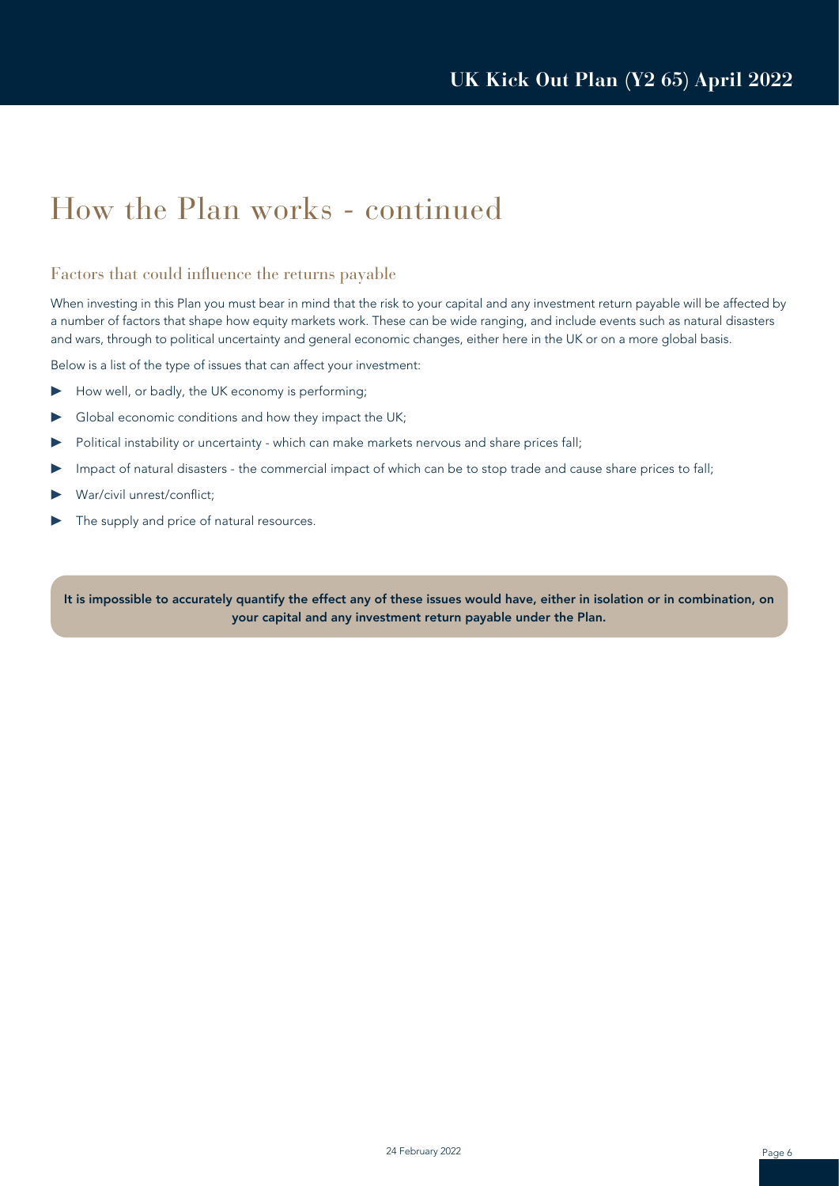# How the Plan works - continued

## Factors that could influence the returns payable

When investing in this Plan you must bear in mind that the risk to your capital and any investment return payable will be affected by a number of factors that shape how equity markets work. These can be wide ranging, and include events such as natural disasters and wars, through to political uncertainty and general economic changes, either here in the UK or on a more global basis.

Below is a list of the type of issues that can affect your investment:

- How well, or badly, the UK economy is performing;
- Global economic conditions and how they impact the UK;
- Political instability or uncertainty - which can make markets nervous and share prices fall;
- Impact of natural disasters - the commercial impact of which can be to stop trade and cause share prices to fall;
- War/civil unrest/conflict;
- The supply and price of natural resources.

**It is impossible to accurately quantify the effect any of these issues would have, either in isolation or in combination, on your capital and any investment return payable under the Plan.**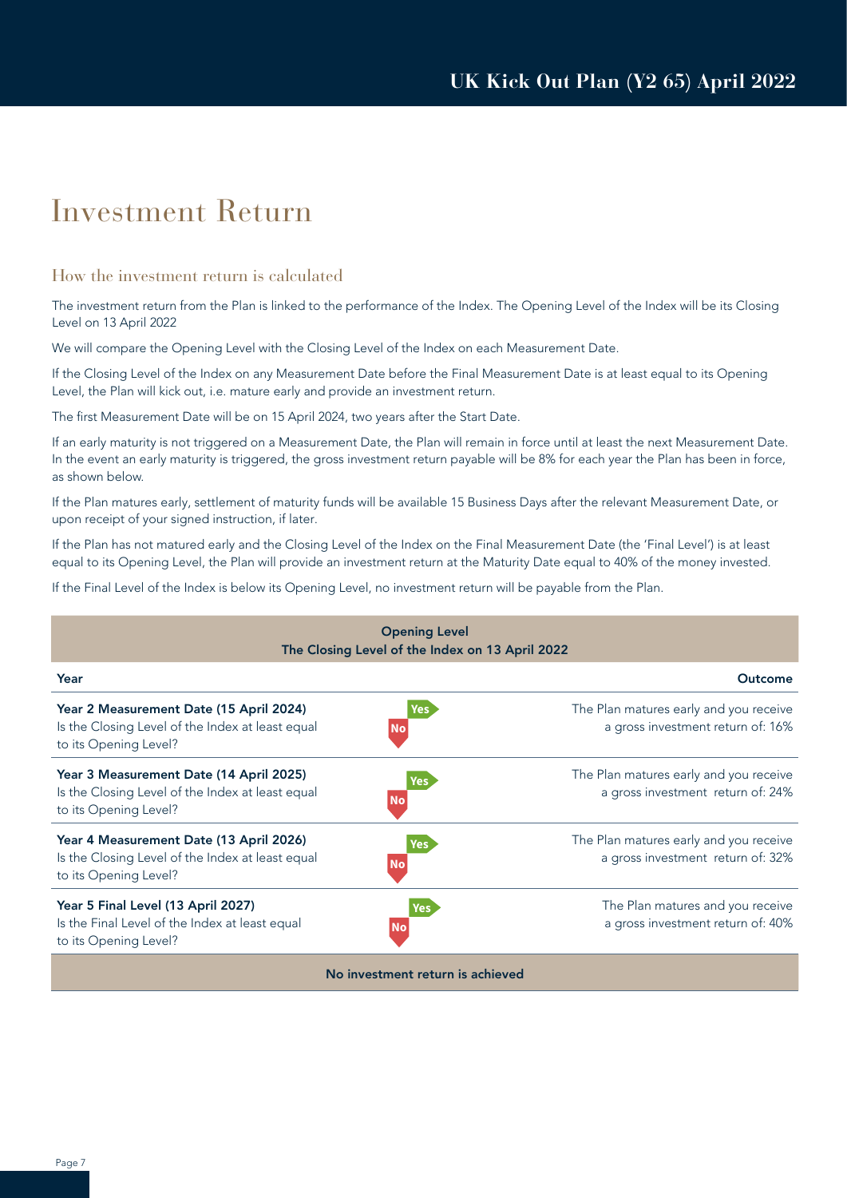# Investment Return

## How the investment return is calculated

The investment return from the Plan is linked to the performance of the Index. The Opening Level of the Index will be its Closing Level on 13 April 2022

We will compare the Opening Level with the Closing Level of the Index on each Measurement Date.

If the Closing Level of the Index on any Measurement Date before the Final Measurement Date is at least equal to its Opening Level, the Plan will kick out, i.e. mature early and provide an investment return.

The first Measurement Date will be on 15 April 2024, two years after the Start Date.

If an early maturity is not triggered on a Measurement Date, the Plan will remain in force until at least the next Measurement Date. In the event an early maturity is triggered, the gross investment return payable will be 8% for each year the Plan has been in force, as shown below.

If the Plan matures early, settlement of maturity funds will be available 15 Business Days after the relevant Measurement Date, or upon receipt of your signed instruction, if later.

If the Plan has not matured early and the Closing Level of the Index on the Final Measurement Date (the 'Final Level') is at least equal to its Opening Level, the Plan will provide an investment return at the Maturity Date equal to 40% of the money invested.

If the Final Level of the Index is below its Opening Level, no investment return will be payable from the Plan.

**Opening Level**
**The Closing Level of the Index on 13 April 2022**

| Year | | Outcome |
|---|---|---|
| **Year 2 Measurement Date (15 April 2024)** Is the Closing Level of the Index at least equal to its Opening Level? | Yes / No | The Plan matures early and you receive a gross investment return of: 16% |
| **Year 3 Measurement Date (14 April 2025)** Is the Closing Level of the Index at least equal to its Opening Level? | Yes / No | The Plan matures early and you receive a gross investment return of: 24% |
| **Year 4 Measurement Date (13 April 2026)** Is the Closing Level of the Index at least equal to its Opening Level? | Yes / No | The Plan matures early and you receive a gross investment return of: 32% |
| **Year 5 Final Level (13 April 2027)** Is the Final Level of the Index at least equal to its Opening Level? | Yes / No | The Plan matures and you receive a gross investment return of: 40% |

**No investment return is achieved**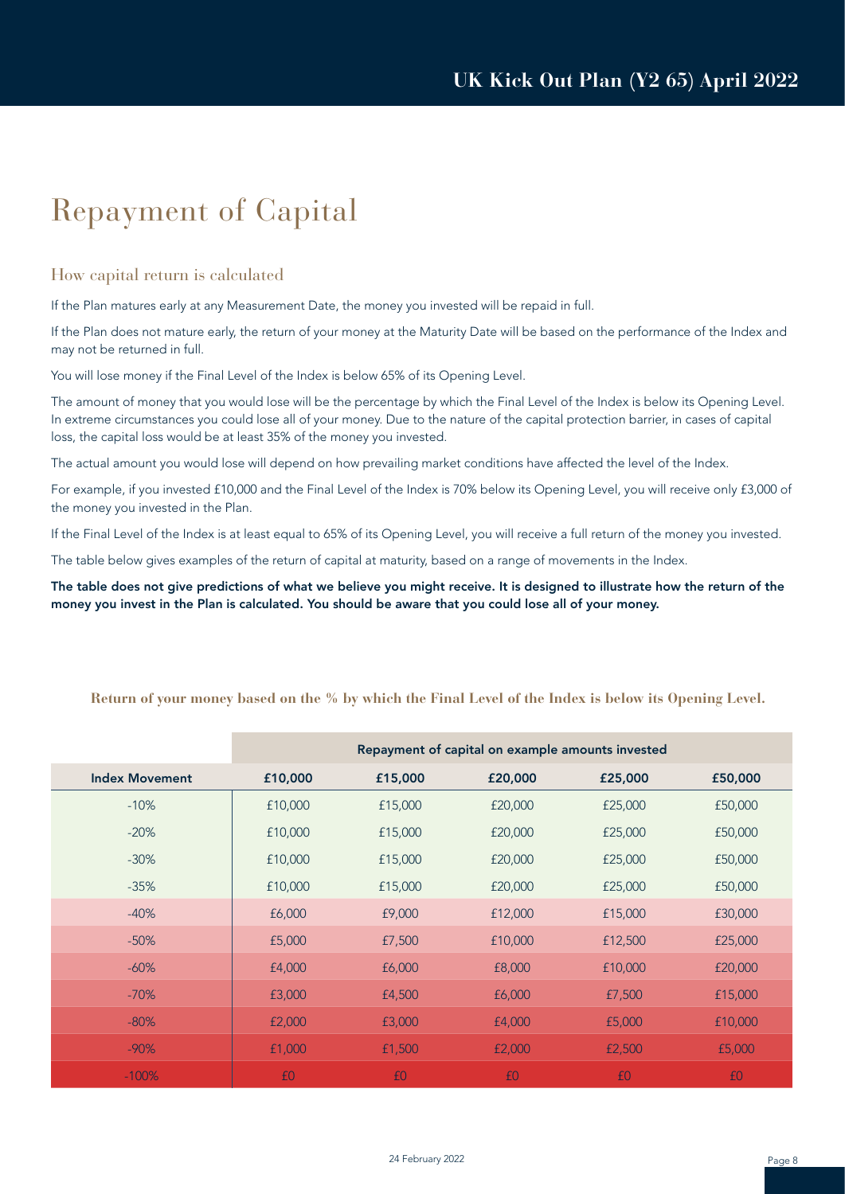# Repayment of Capital

## How capital return is calculated

If the Plan matures early at any Measurement Date, the money you invested will be repaid in full.

If the Plan does not mature early, the return of your money at the Maturity Date will be based on the performance of the Index and may not be returned in full.

You will lose money if the Final Level of the Index is below 65% of its Opening Level.

The amount of money that you would lose will be the percentage by which the Final Level of the Index is below its Opening Level. In extreme circumstances you could lose all of your money. Due to the nature of the capital protection barrier, in cases of capital loss, the capital loss would be at least 35% of the money you invested.

The actual amount you would lose will depend on how prevailing market conditions have affected the level of the Index.

For example, if you invested £10,000 and the Final Level of the Index is 70% below its Opening Level, you will receive only £3,000 of the money you invested in the Plan.

If the Final Level of the Index is at least equal to 65% of its Opening Level, you will receive a full return of the money you invested.

The table below gives examples of the return of capital at maturity, based on a range of movements in the Index.

**The table does not give predictions of what we believe you might receive. It is designed to illustrate how the return of the money you invest in the Plan is calculated. You should be aware that you could lose all of your money.**

**Return of your money based on the % by which the Final Level of the Index is below its Opening Level.**

| | Repayment of capital on example amounts invested | | | | |
|---|---|---|---|---|---|
| **Index Movement** | **£10,000** | **£15,000** | **£20,000** | **£25,000** | **£50,000** |
| -10% | £10,000 | £15,000 | £20,000 | £25,000 | £50,000 |
| -20% | £10,000 | £15,000 | £20,000 | £25,000 | £50,000 |
| -30% | £10,000 | £15,000 | £20,000 | £25,000 | £50,000 |
| -35% | £10,000 | £15,000 | £20,000 | £25,000 | £50,000 |
| -40% | £6,000 | £9,000 | £12,000 | £15,000 | £30,000 |
| -50% | £5,000 | £7,500 | £10,000 | £12,500 | £25,000 |
| -60% | £4,000 | £6,000 | £8,000 | £10,000 | £20,000 |
| -70% | £3,000 | £4,500 | £6,000 | £7,500 | £15,000 |
| -80% | £2,000 | £3,000 | £4,000 | £5,000 | £10,000 |
| -90% | £1,000 | £1,500 | £2,000 | £2,500 | £5,000 |
| -100% | £0 | £0 | £0 | £0 | £0 |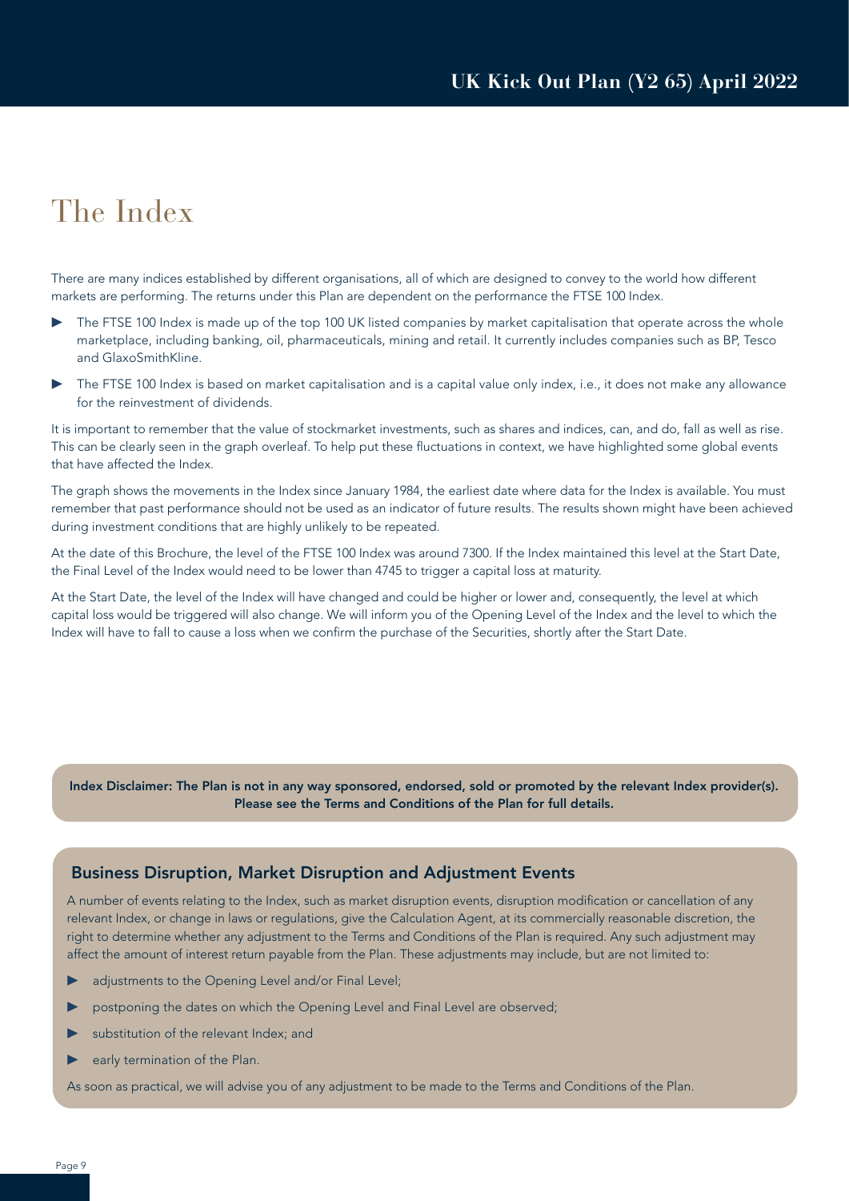# The Index

There are many indices established by different organisations, all of which are designed to convey to the world how different markets are performing. The returns under this Plan are dependent on the performance the FTSE 100 Index.

- The FTSE 100 Index is made up of the top 100 UK listed companies by market capitalisation that operate across the whole marketplace, including banking, oil, pharmaceuticals, mining and retail. It currently includes companies such as BP, Tesco and GlaxoSmithKline.
- The FTSE 100 Index is based on market capitalisation and is a capital value only index, i.e., it does not make any allowance for the reinvestment of dividends.

It is important to remember that the value of stockmarket investments, such as shares and indices, can, and do, fall as well as rise. This can be clearly seen in the graph overleaf. To help put these fluctuations in context, we have highlighted some global events that have affected the Index.

The graph shows the movements in the Index since January 1984, the earliest date where data for the Index is available. You must remember that past performance should not be used as an indicator of future results. The results shown might have been achieved during investment conditions that are highly unlikely to be repeated.

At the date of this Brochure, the level of the FTSE 100 Index was around 7300. If the Index maintained this level at the Start Date, the Final Level of the Index would need to be lower than 4745 to trigger a capital loss at maturity.

At the Start Date, the level of the Index will have changed and could be higher or lower and, consequently, the level at which capital loss would be triggered will also change. We will inform you of the Opening Level of the Index and the level to which the Index will have to fall to cause a loss when we confirm the purchase of the Securities, shortly after the Start Date.

**Index Disclaimer: The Plan is not in any way sponsored, endorsed, sold or promoted by the relevant Index provider(s). Please see the Terms and Conditions of the Plan for full details.**

## Business Disruption, Market Disruption and Adjustment Events

A number of events relating to the Index, such as market disruption events, disruption modification or cancellation of any relevant Index, or change in laws or regulations, give the Calculation Agent, at its commercially reasonable discretion, the right to determine whether any adjustment to the Terms and Conditions of the Plan is required. Any such adjustment may affect the amount of interest return payable from the Plan. These adjustments may include, but are not limited to:

- adjustments to the Opening Level and/or Final Level;
- postponing the dates on which the Opening Level and Final Level are observed;
- substitution of the relevant Index; and
- early termination of the Plan.

As soon as practical, we will advise you of any adjustment to be made to the Terms and Conditions of the Plan.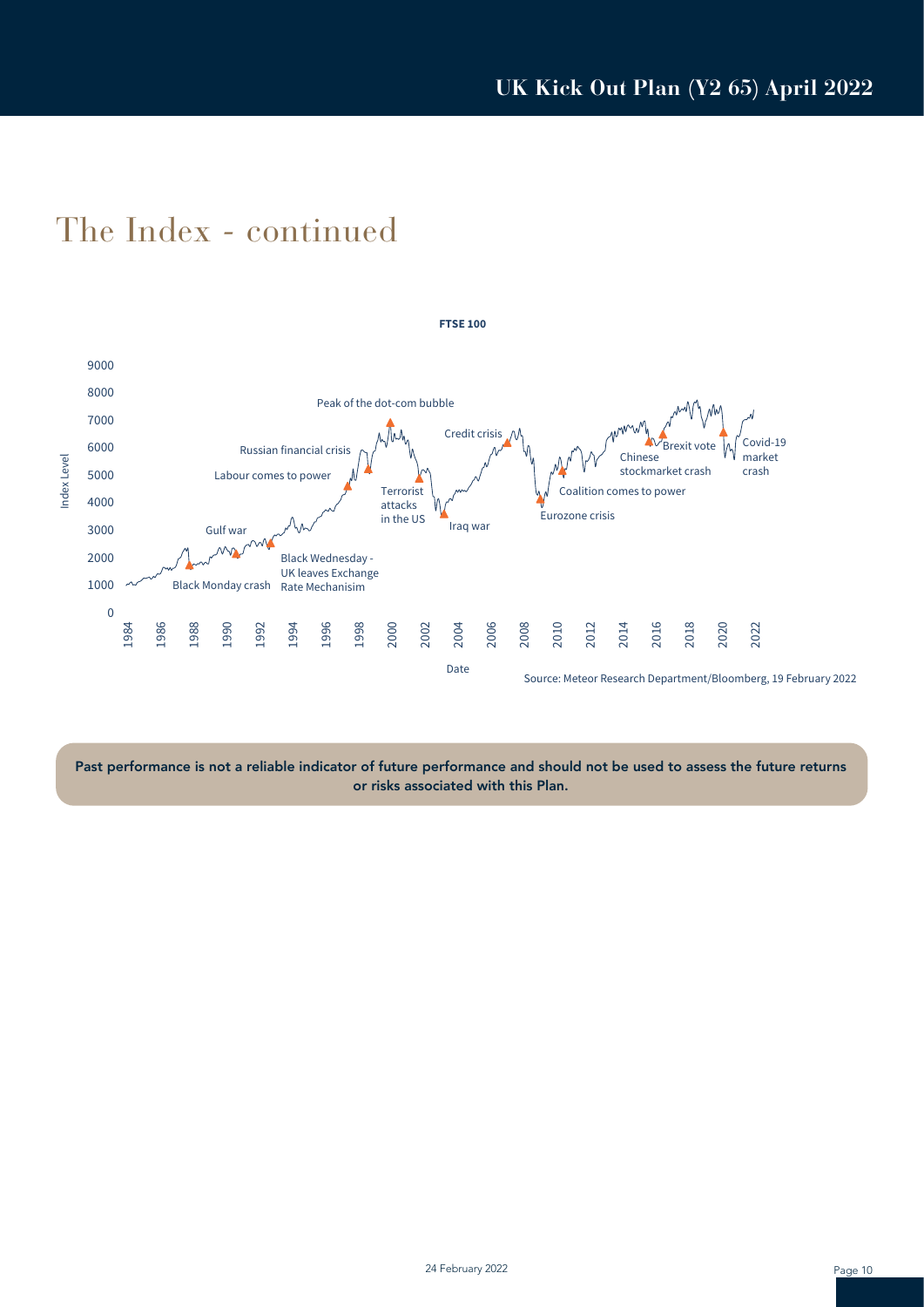# The Index - continued

**FTSE 100**

Source: Meteor Research Department/Bloomberg, 19 February 2022

**Past performance is not a reliable indicator of future performance and should not be used to assess the future returns or risks associated with this Plan.**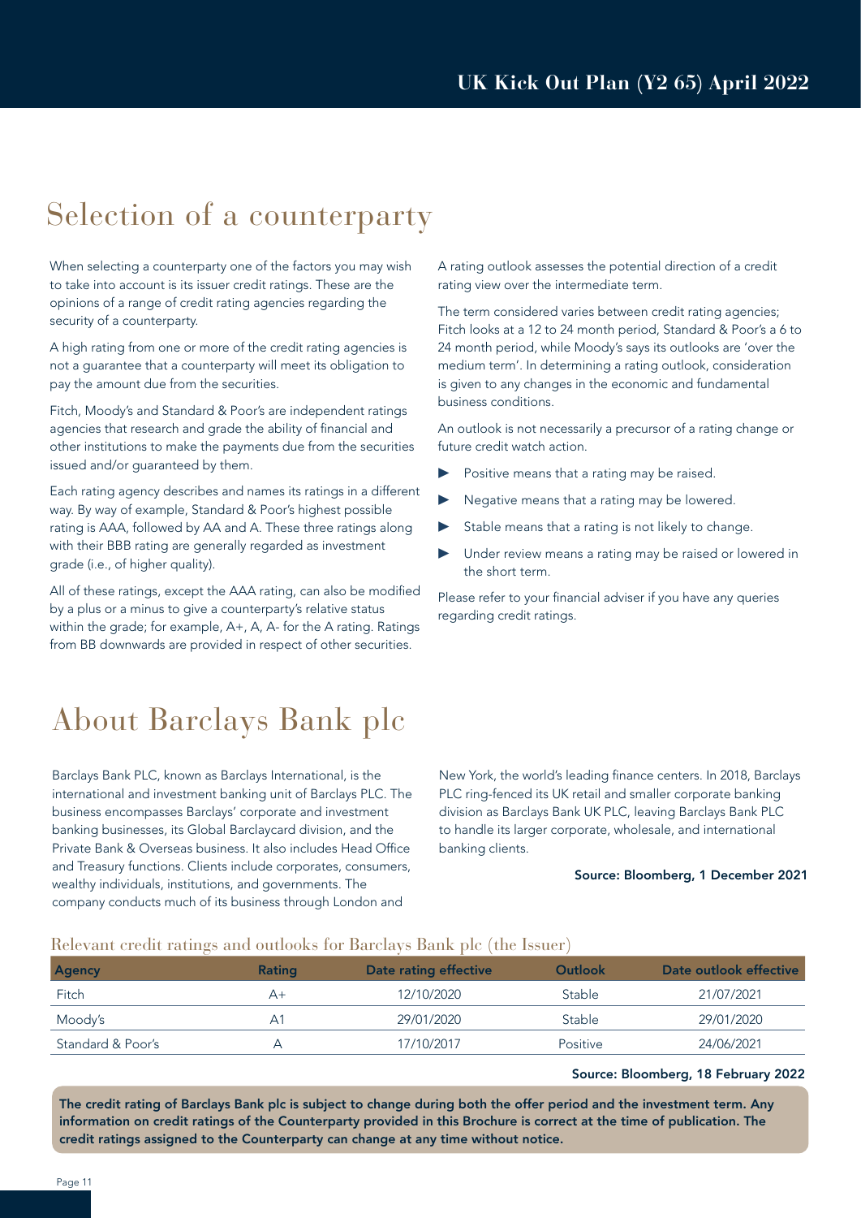# Selection of a counterparty

When selecting a counterparty one of the factors you may wish to take into account is its issuer credit ratings. These are the opinions of a range of credit rating agencies regarding the security of a counterparty.

A high rating from one or more of the credit rating agencies is not a guarantee that a counterparty will meet its obligation to pay the amount due from the securities.

Fitch, Moody's and Standard & Poor's are independent ratings agencies that research and grade the ability of financial and other institutions to make the payments due from the securities issued and/or guaranteed by them.

Each rating agency describes and names its ratings in a different way. By way of example, Standard & Poor's highest possible rating is AAA, followed by AA and A. These three ratings along with their BBB rating are generally regarded as investment grade (i.e., of higher quality).

All of these ratings, except the AAA rating, can also be modified by a plus or a minus to give a counterparty's relative status within the grade; for example, A+, A, A- for the A rating. Ratings from BB downwards are provided in respect of other securities.

A rating outlook assesses the potential direction of a credit rating view over the intermediate term.

The term considered varies between credit rating agencies; Fitch looks at a 12 to 24 month period, Standard & Poor's a 6 to 24 month period, while Moody's says its outlooks are 'over the medium term'. In determining a rating outlook, consideration is given to any changes in the economic and fundamental business conditions.

An outlook is not necessarily a precursor of a rating change or future credit watch action.

- Positive means that a rating may be raised.
- Negative means that a rating may be lowered.
- Stable means that a rating is not likely to change.
- Under review means a rating may be raised or lowered in the short term.

Please refer to your financial adviser if you have any queries regarding credit ratings.

# About Barclays Bank plc

Barclays Bank PLC, known as Barclays International, is the international and investment banking unit of Barclays PLC. The business encompasses Barclays' corporate and investment banking businesses, its Global Barclaycard division, and the Private Bank & Overseas business. It also includes Head Office and Treasury functions. Clients include corporates, consumers, wealthy individuals, institutions, and governments. The company conducts much of its business through London and New York, the world's leading finance centers. In 2018, Barclays PLC ring-fenced its UK retail and smaller corporate banking division as Barclays Bank UK PLC, leaving Barclays Bank PLC to handle its larger corporate, wholesale, and international banking clients.

**Source: Bloomberg, 1 December 2021**

## Relevant credit ratings and outlooks for Barclays Bank plc (the Issuer)

| Agency | Rating | Date rating effective | Outlook | Date outlook effective |
|---|---|---|---|---|
| Fitch | A+ | 12/10/2020 | Stable | 21/07/2021 |
| Moody's | A1 | 29/01/2020 | Stable | 29/01/2020 |
| Standard & Poor's | A | 17/10/2017 | Positive | 24/06/2021 |

**Source: Bloomberg, 18 February 2022**

**The credit rating of Barclays Bank plc is subject to change during both the offer period and the investment term. Any information on credit ratings of the Counterparty provided in this Brochure is correct at the time of publication. The credit ratings assigned to the Counterparty can change at any time without notice.**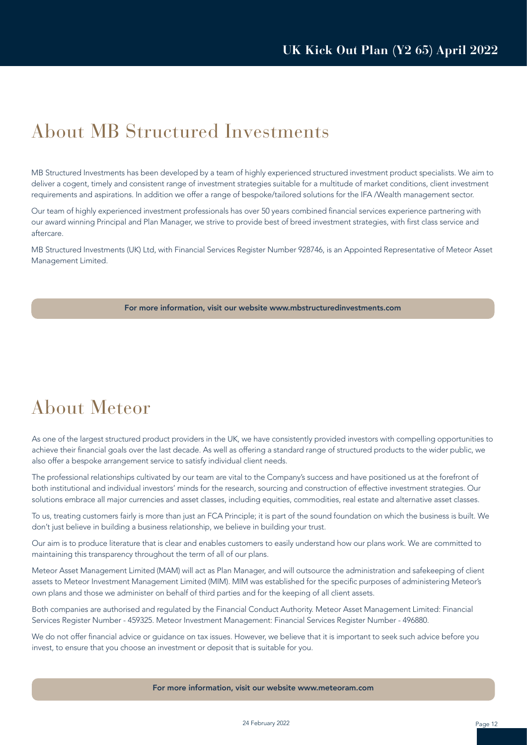# About MB Structured Investments

MB Structured Investments has been developed by a team of highly experienced structured investment product specialists. We aim to deliver a cogent, timely and consistent range of investment strategies suitable for a multitude of market conditions, client investment requirements and aspirations. In addition we offer a range of bespoke/tailored solutions for the IFA /Wealth management sector.

Our team of highly experienced investment professionals has over 50 years combined financial services experience partnering with our award winning Principal and Plan Manager, we strive to provide best of breed investment strategies, with first class service and aftercare.

MB Structured Investments (UK) Ltd, with Financial Services Register Number 928746, is an Appointed Representative of Meteor Asset Management Limited.

**For more information, visit our website www.mbstructuredinvestments.com**

# About Meteor

As one of the largest structured product providers in the UK, we have consistently provided investors with compelling opportunities to achieve their financial goals over the last decade. As well as offering a standard range of structured products to the wider public, we also offer a bespoke arrangement service to satisfy individual client needs.

The professional relationships cultivated by our team are vital to the Company's success and have positioned us at the forefront of both institutional and individual investors' minds for the research, sourcing and construction of effective investment strategies. Our solutions embrace all major currencies and asset classes, including equities, commodities, real estate and alternative asset classes.

To us, treating customers fairly is more than just an FCA Principle; it is part of the sound foundation on which the business is built. We don't just believe in building a business relationship, we believe in building your trust.

Our aim is to produce literature that is clear and enables customers to easily understand how our plans work. We are committed to maintaining this transparency throughout the term of all of our plans.

Meteor Asset Management Limited (MAM) will act as Plan Manager, and will outsource the administration and safekeeping of client assets to Meteor Investment Management Limited (MIM). MIM was established for the specific purposes of administering Meteor's own plans and those we administer on behalf of third parties and for the keeping of all client assets.

Both companies are authorised and regulated by the Financial Conduct Authority. Meteor Asset Management Limited: Financial Services Register Number - 459325. Meteor Investment Management: Financial Services Register Number - 496880.

We do not offer financial advice or guidance on tax issues. However, we believe that it is important to seek such advice before you invest, to ensure that you choose an investment or deposit that is suitable for you.

**For more information, visit our website www.meteoram.com**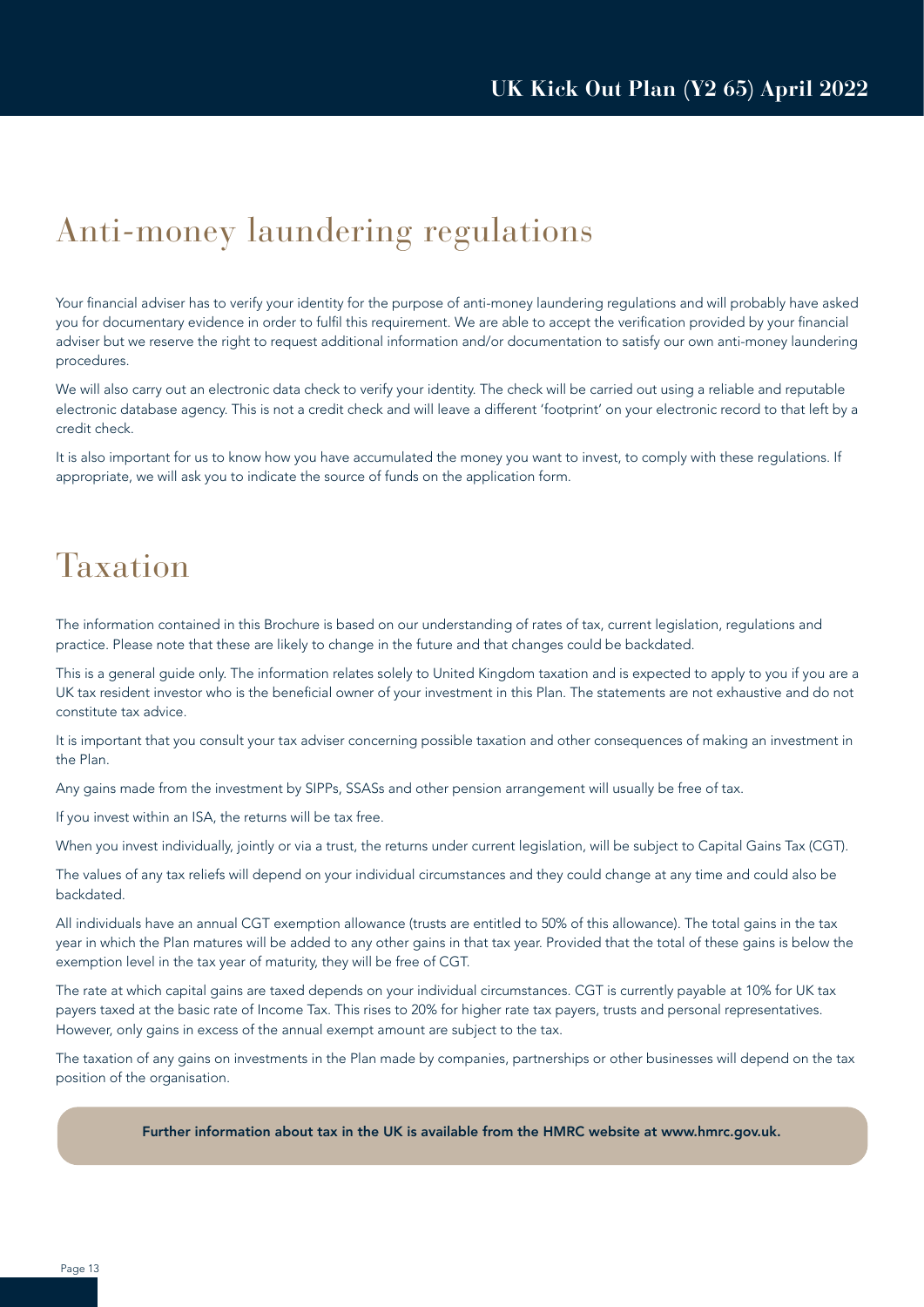# Anti-money laundering regulations

Your financial adviser has to verify your identity for the purpose of anti-money laundering regulations and will probably have asked you for documentary evidence in order to fulfil this requirement. We are able to accept the verification provided by your financial adviser but we reserve the right to request additional information and/or documentation to satisfy our own anti-money laundering procedures.

We will also carry out an electronic data check to verify your identity. The check will be carried out using a reliable and reputable electronic database agency. This is not a credit check and will leave a different 'footprint' on your electronic record to that left by a credit check.

It is also important for us to know how you have accumulated the money you want to invest, to comply with these regulations. If appropriate, we will ask you to indicate the source of funds on the application form.

# Taxation

The information contained in this Brochure is based on our understanding of rates of tax, current legislation, regulations and practice. Please note that these are likely to change in the future and that changes could be backdated.

This is a general guide only. The information relates solely to United Kingdom taxation and is expected to apply to you if you are a UK tax resident investor who is the beneficial owner of your investment in this Plan. The statements are not exhaustive and do not constitute tax advice.

It is important that you consult your tax adviser concerning possible taxation and other consequences of making an investment in the Plan.

Any gains made from the investment by SIPPs, SSASs and other pension arrangement will usually be free of tax.

If you invest within an ISA, the returns will be tax free.

When you invest individually, jointly or via a trust, the returns under current legislation, will be subject to Capital Gains Tax (CGT).

The values of any tax reliefs will depend on your individual circumstances and they could change at any time and could also be backdated.

All individuals have an annual CGT exemption allowance (trusts are entitled to 50% of this allowance). The total gains in the tax year in which the Plan matures will be added to any other gains in that tax year. Provided that the total of these gains is below the exemption level in the tax year of maturity, they will be free of CGT.

The rate at which capital gains are taxed depends on your individual circumstances. CGT is currently payable at 10% for UK tax payers taxed at the basic rate of Income Tax. This rises to 20% for higher rate tax payers, trusts and personal representatives. However, only gains in excess of the annual exempt amount are subject to the tax.

The taxation of any gains on investments in the Plan made by companies, partnerships or other businesses will depend on the tax position of the organisation.

**Further information about tax in the UK is available from the HMRC website at www.hmrc.gov.uk.**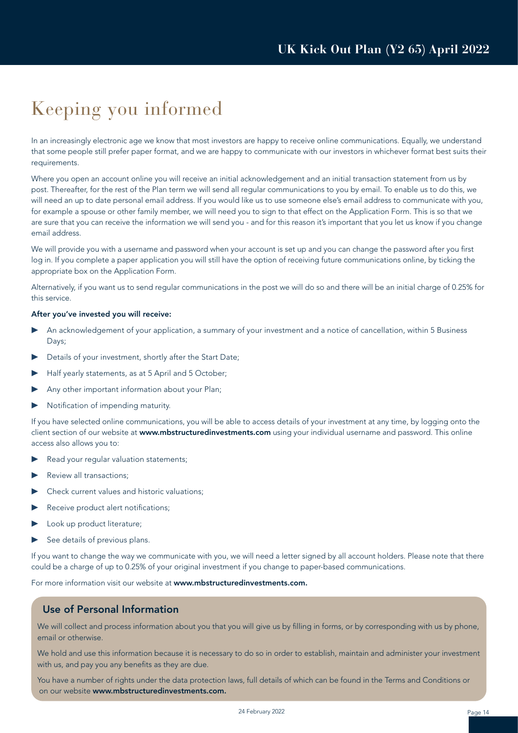# Keeping you informed

In an increasingly electronic age we know that most investors are happy to receive online communications. Equally, we understand that some people still prefer paper format, and we are happy to communicate with our investors in whichever format best suits their requirements.

Where you open an account online you will receive an initial acknowledgement and an initial transaction statement from us by post. Thereafter, for the rest of the Plan term we will send all regular communications to you by email. To enable us to do this, we will need an up to date personal email address. If you would like us to use someone else's email address to communicate with you, for example a spouse or other family member, we will need you to sign to that effect on the Application Form. This is so that we are sure that you can receive the information we will send you - and for this reason it's important that you let us know if you change email address.

We will provide you with a username and password when your account is set up and you can change the password after you first log in. If you complete a paper application you will still have the option of receiving future communications online, by ticking the appropriate box on the Application Form.

Alternatively, if you want us to send regular communications in the post we will do so and there will be an initial charge of 0.25% for this service.

**After you've invested you will receive:**

- An acknowledgement of your application, a summary of your investment and a notice of cancellation, within 5 Business Days;
- Details of your investment, shortly after the Start Date;
- Half yearly statements, as at 5 April and 5 October;
- Any other important information about your Plan;
- Notification of impending maturity.

If you have selected online communications, you will be able to access details of your investment at any time, by logging onto the client section of our website at **www.mbstructuredinvestments.com** using your individual username and password. This online access also allows you to:

- Read your regular valuation statements;
- Review all transactions;
- Check current values and historic valuations;
- Receive product alert notifications;
- Look up product literature;
- See details of previous plans.

If you want to change the way we communicate with you, we will need a letter signed by all account holders. Please note that there could be a charge of up to 0.25% of your original investment if you change to paper-based communications.

For more information visit our website at **www.mbstructuredinvestments.com.**

## Use of Personal Information

We will collect and process information about you that you will give us by filling in forms, or by corresponding with us by phone, email or otherwise.

We hold and use this information because it is necessary to do so in order to establish, maintain and administer your investment with us, and pay you any benefits as they are due.

You have a number of rights under the data protection laws, full details of which can be found in the Terms and Conditions or on our website **www.mbstructuredinvestments.com.**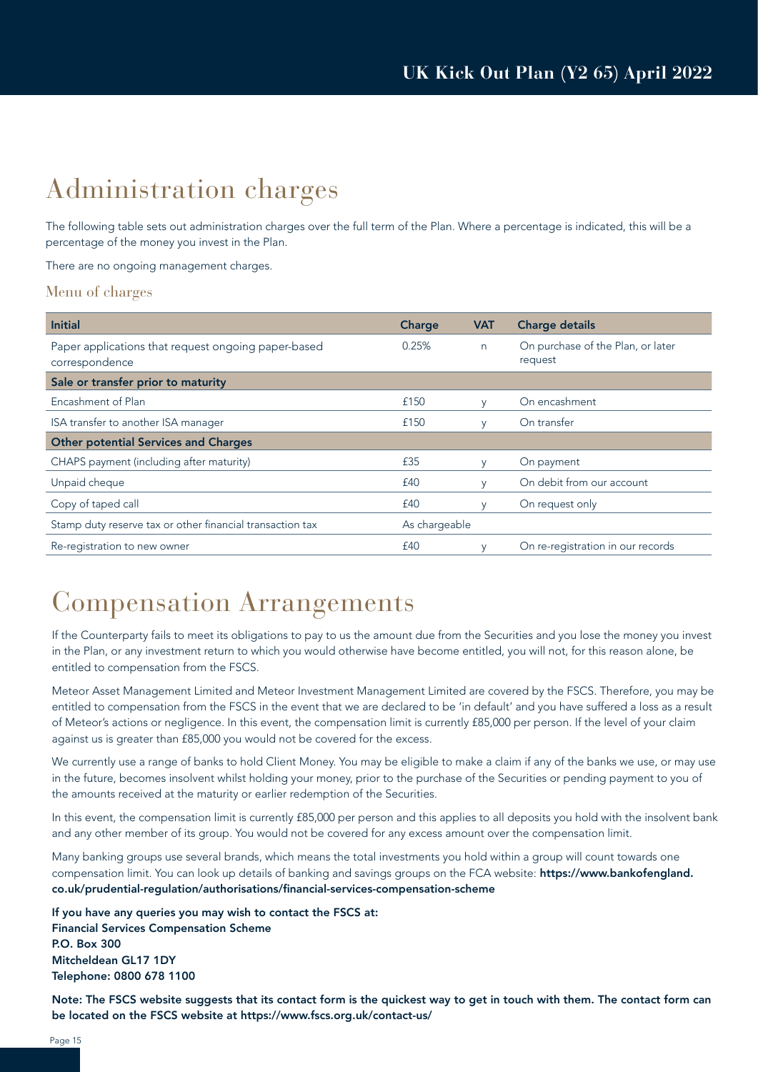# Administration charges

The following table sets out administration charges over the full term of the Plan. Where a percentage is indicated, this will be a percentage of the money you invest in the Plan.

There are no ongoing management charges.

## Menu of charges

| Initial | Charge | VAT | Charge details |
|---|---|---|---|
| Paper applications that request ongoing paper-based correspondence | 0.25% | n | On purchase of the Plan, or later request |
| **Sale or transfer prior to maturity** | | | |
| Encashment of Plan | £150 | y | On encashment |
| ISA transfer to another ISA manager | £150 | y | On transfer |
| **Other potential Services and Charges** | | | |
| CHAPS payment (including after maturity) | £35 | y | On payment |
| Unpaid cheque | £40 | y | On debit from our account |
| Copy of taped call | £40 | y | On request only |
| Stamp duty reserve tax or other financial transaction tax | As chargeable | | |
| Re-registration to new owner | £40 | y | On re-registration in our records |

# Compensation Arrangements

If the Counterparty fails to meet its obligations to pay to us the amount due from the Securities and you lose the money you invest in the Plan, or any investment return to which you would otherwise have become entitled, you will not, for this reason alone, be entitled to compensation from the FSCS.

Meteor Asset Management Limited and Meteor Investment Management Limited are covered by the FSCS. Therefore, you may be entitled to compensation from the FSCS in the event that we are declared to be 'in default' and you have suffered a loss as a result of Meteor's actions or negligence. In this event, the compensation limit is currently £85,000 per person. If the level of your claim against us is greater than £85,000 you would not be covered for the excess.

We currently use a range of banks to hold Client Money. You may be eligible to make a claim if any of the banks we use, or may use in the future, becomes insolvent whilst holding your money, prior to the purchase of the Securities or pending payment to you of the amounts received at the maturity or earlier redemption of the Securities.

In this event, the compensation limit is currently £85,000 per person and this applies to all deposits you hold with the insolvent bank and any other member of its group. You would not be covered for any excess amount over the compensation limit.

Many banking groups use several brands, which means the total investments you hold within a group will count towards one compensation limit. You can look up details of banking and savings groups on the FCA website: **https://www.bankofengland.co.uk/prudential-regulation/authorisations/financial-services-compensation-scheme**

**If you have any queries you may wish to contact the FSCS at:**
**Financial Services Compensation Scheme**
**P.O. Box 300**
**Mitcheldean GL17 1DY**
**Telephone: 0800 678 1100**

**Note: The FSCS website suggests that its contact form is the quickest way to get in touch with them. The contact form can be located on the FSCS website at https://www.fscs.org.uk/contact-us/**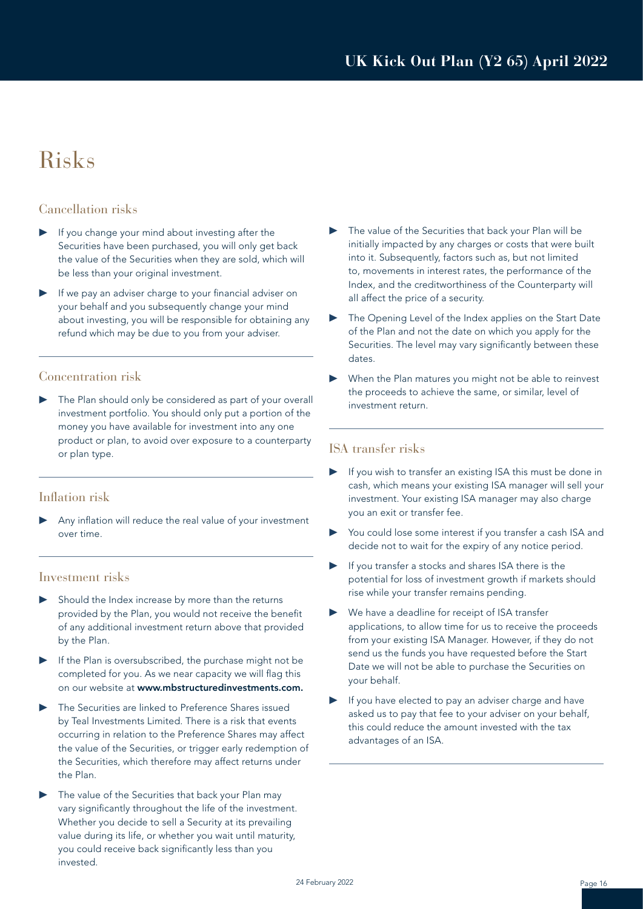# Risks

## Cancellation risks

- If you change your mind about investing after the Securities have been purchased, you will only get back the value of the Securities when they are sold, which will be less than your original investment.
- If we pay an adviser charge to your financial adviser on your behalf and you subsequently change your mind about investing, you will be responsible for obtaining any refund which may be due to you from your adviser.

## Concentration risk

- The Plan should only be considered as part of your overall investment portfolio. You should only put a portion of the money you have available for investment into any one product or plan, to avoid over exposure to a counterparty or plan type.

## Inflation risk

- Any inflation will reduce the real value of your investment over time.

## Investment risks

- Should the Index increase by more than the returns provided by the Plan, you would not receive the benefit of any additional investment return above that provided by the Plan.
- If the Plan is oversubscribed, the purchase might not be completed for you. As we near capacity we will flag this on our website at **www.mbstructuredinvestments.com.**
- The Securities are linked to Preference Shares issued by Teal Investments Limited. There is a risk that events occurring in relation to the Preference Shares may affect the value of the Securities, or trigger early redemption of the Securities, which therefore may affect returns under the Plan.
- The value of the Securities that back your Plan may vary significantly throughout the life of the investment. Whether you decide to sell a Security at its prevailing value during its life, or whether you wait until maturity, you could receive back significantly less than you invested.
- The value of the Securities that back your Plan will be initially impacted by any charges or costs that were built into it. Subsequently, factors such as, but not limited to, movements in interest rates, the performance of the Index, and the creditworthiness of the Counterparty will all affect the price of a security.
- The Opening Level of the Index applies on the Start Date of the Plan and not the date on which you apply for the Securities. The level may vary significantly between these dates.
- When the Plan matures you might not be able to reinvest the proceeds to achieve the same, or similar, level of investment return.

## ISA transfer risks

- If you wish to transfer an existing ISA this must be done in cash, which means your existing ISA manager will sell your investment. Your existing ISA manager may also charge you an exit or transfer fee.
- You could lose some interest if you transfer a cash ISA and decide not to wait for the expiry of any notice period.
- If you transfer a stocks and shares ISA there is the potential for loss of investment growth if markets should rise while your transfer remains pending.
- We have a deadline for receipt of ISA transfer applications, to allow time for us to receive the proceeds from your existing ISA Manager. However, if they do not send us the funds you have requested before the Start Date we will not be able to purchase the Securities on your behalf.
- If you have elected to pay an adviser charge and have asked us to pay that fee to your adviser on your behalf, this could reduce the amount invested with the tax advantages of an ISA.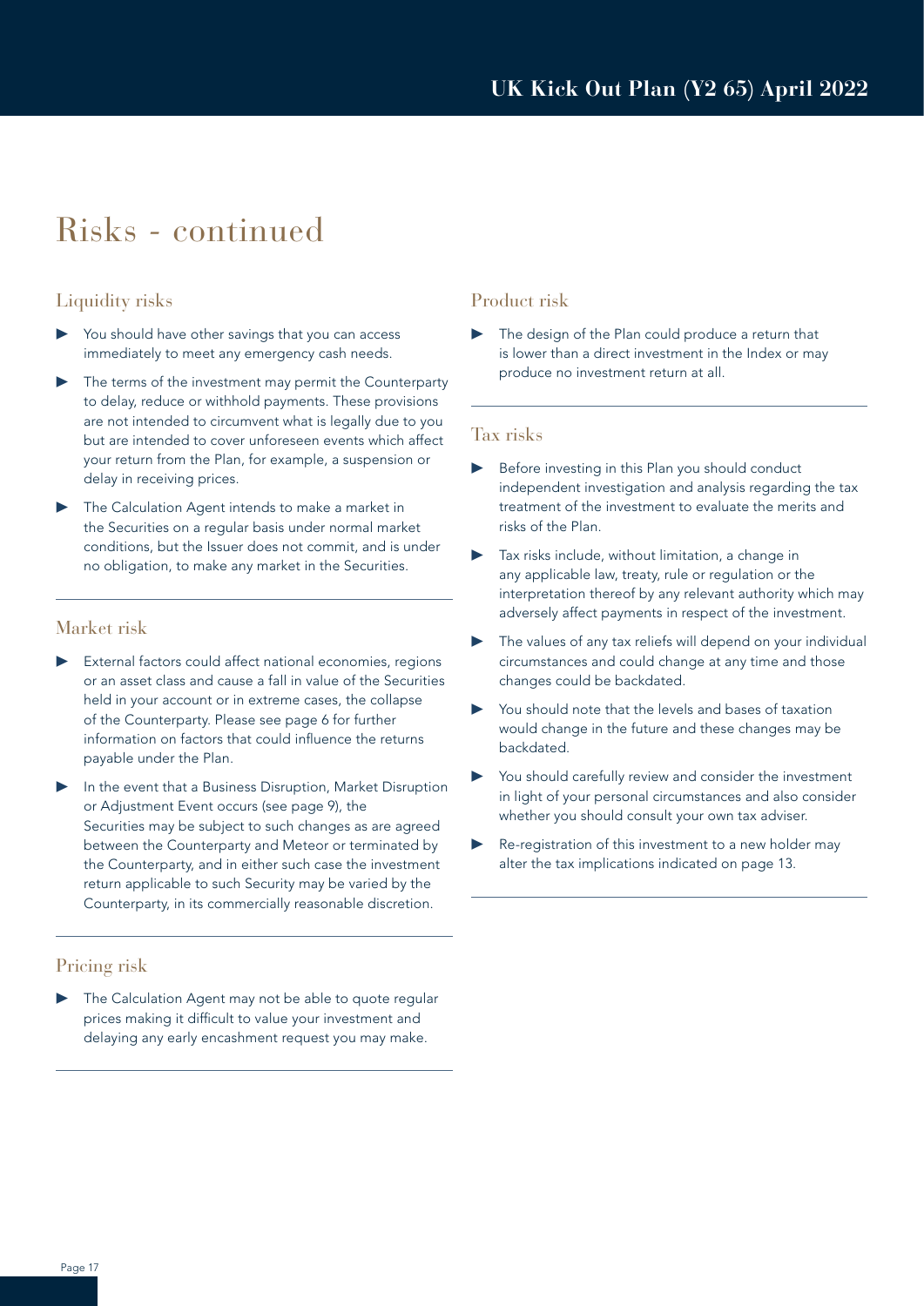# Risks - continued

## Liquidity risks

- You should have other savings that you can access immediately to meet any emergency cash needs.
- The terms of the investment may permit the Counterparty to delay, reduce or withhold payments. These provisions are not intended to circumvent what is legally due to you but are intended to cover unforeseen events which affect your return from the Plan, for example, a suspension or delay in receiving prices.
- The Calculation Agent intends to make a market in the Securities on a regular basis under normal market conditions, but the Issuer does not commit, and is under no obligation, to make any market in the Securities.

## Market risk

- External factors could affect national economies, regions or an asset class and cause a fall in value of the Securities held in your account or in extreme cases, the collapse of the Counterparty. Please see page 6 for further information on factors that could influence the returns payable under the Plan.
- In the event that a Business Disruption, Market Disruption or Adjustment Event occurs (see page 9), the Securities may be subject to such changes as are agreed between the Counterparty and Meteor or terminated by the Counterparty, and in either such case the investment return applicable to such Security may be varied by the Counterparty, in its commercially reasonable discretion.

## Pricing risk

- The Calculation Agent may not be able to quote regular prices making it difficult to value your investment and delaying any early encashment request you may make.

## Product risk

- The design of the Plan could produce a return that is lower than a direct investment in the Index or may produce no investment return at all.

## Tax risks

- Before investing in this Plan you should conduct independent investigation and analysis regarding the tax treatment of the investment to evaluate the merits and risks of the Plan.
- Tax risks include, without limitation, a change in any applicable law, treaty, rule or regulation or the interpretation thereof by any relevant authority which may adversely affect payments in respect of the investment.
- The values of any tax reliefs will depend on your individual circumstances and could change at any time and those changes could be backdated.
- You should note that the levels and bases of taxation would change in the future and these changes may be backdated.
- You should carefully review and consider the investment in light of your personal circumstances and also consider whether you should consult your own tax adviser.
- Re-registration of this investment to a new holder may alter the tax implications indicated on page 13.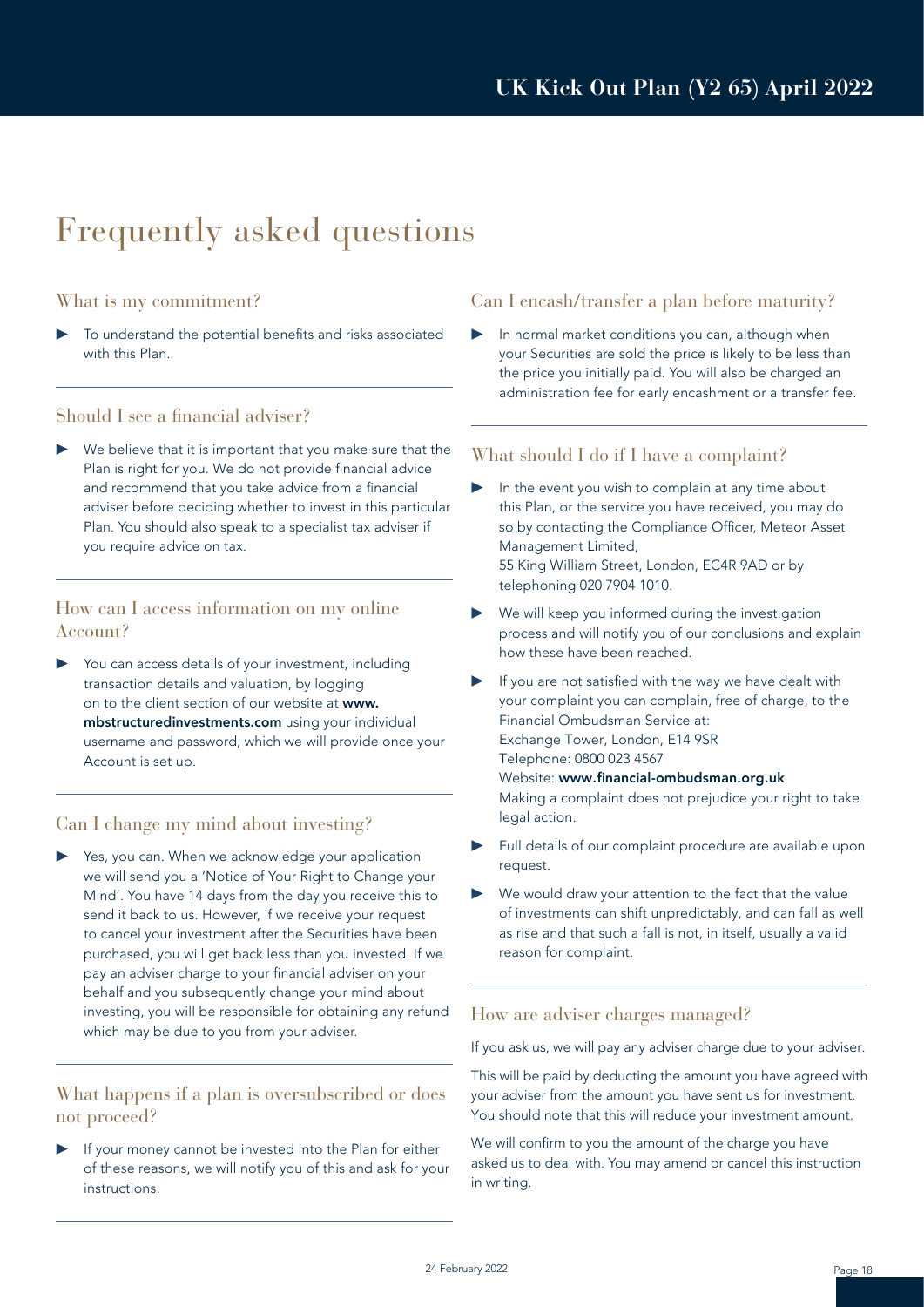# Frequently asked questions

## What is my commitment?

- To understand the potential benefits and risks associated with this Plan.

## Should I see a financial adviser?

- We believe that it is important that you make sure that the Plan is right for you. We do not provide financial advice and recommend that you take advice from a financial adviser before deciding whether to invest in this particular Plan. You should also speak to a specialist tax adviser if you require advice on tax.

## How can I access information on my online Account?

- You can access details of your investment, including transaction details and valuation, by logging on to the client section of our website at **www.mbstructuredinvestments.com** using your individual username and password, which we will provide once your Account is set up.

## Can I change my mind about investing?

- Yes, you can. When we acknowledge your application we will send you a 'Notice of Your Right to Change your Mind'. You have 14 days from the day you receive this to send it back to us. However, if we receive your request to cancel your investment after the Securities have been purchased, you will get back less than you invested. If we pay an adviser charge to your financial adviser on your behalf and you subsequently change your mind about investing, you will be responsible for obtaining any refund which may be due to you from your adviser.

## What happens if a plan is oversubscribed or does not proceed?

- If your money cannot be invested into the Plan for either of these reasons, we will notify you of this and ask for your instructions.

## Can I encash/transfer a plan before maturity?

- In normal market conditions you can, although when your Securities are sold the price is likely to be less than the price you initially paid. You will also be charged an administration fee for early encashment or a transfer fee.

## What should I do if I have a complaint?

- In the event you wish to complain at any time about this Plan, or the service you have received, you may do so by contacting the Compliance Officer, Meteor Asset Management Limited,
  55 King William Street, London, EC4R 9AD or by telephoning 020 7904 1010.
- We will keep you informed during the investigation process and will notify you of our conclusions and explain how these have been reached.
- If you are not satisfied with the way we have dealt with your complaint you can complain, free of charge, to the Financial Ombudsman Service at:
  Exchange Tower, London, E14 9SR
  Telephone: 0800 023 4567
  Website: **www.financial-ombudsman.org.uk**
  Making a complaint does not prejudice your right to take legal action.
- Full details of our complaint procedure are available upon request.
- We would draw your attention to the fact that the value of investments can shift unpredictably, and can fall as well as rise and that such a fall is not, in itself, usually a valid reason for complaint.

## How are adviser charges managed?

If you ask us, we will pay any adviser charge due to your adviser.

This will be paid by deducting the amount you have agreed with your adviser from the amount you have sent us for investment. You should note that this will reduce your investment amount.

We will confirm to you the amount of the charge you have asked us to deal with. You may amend or cancel this instruction in writing.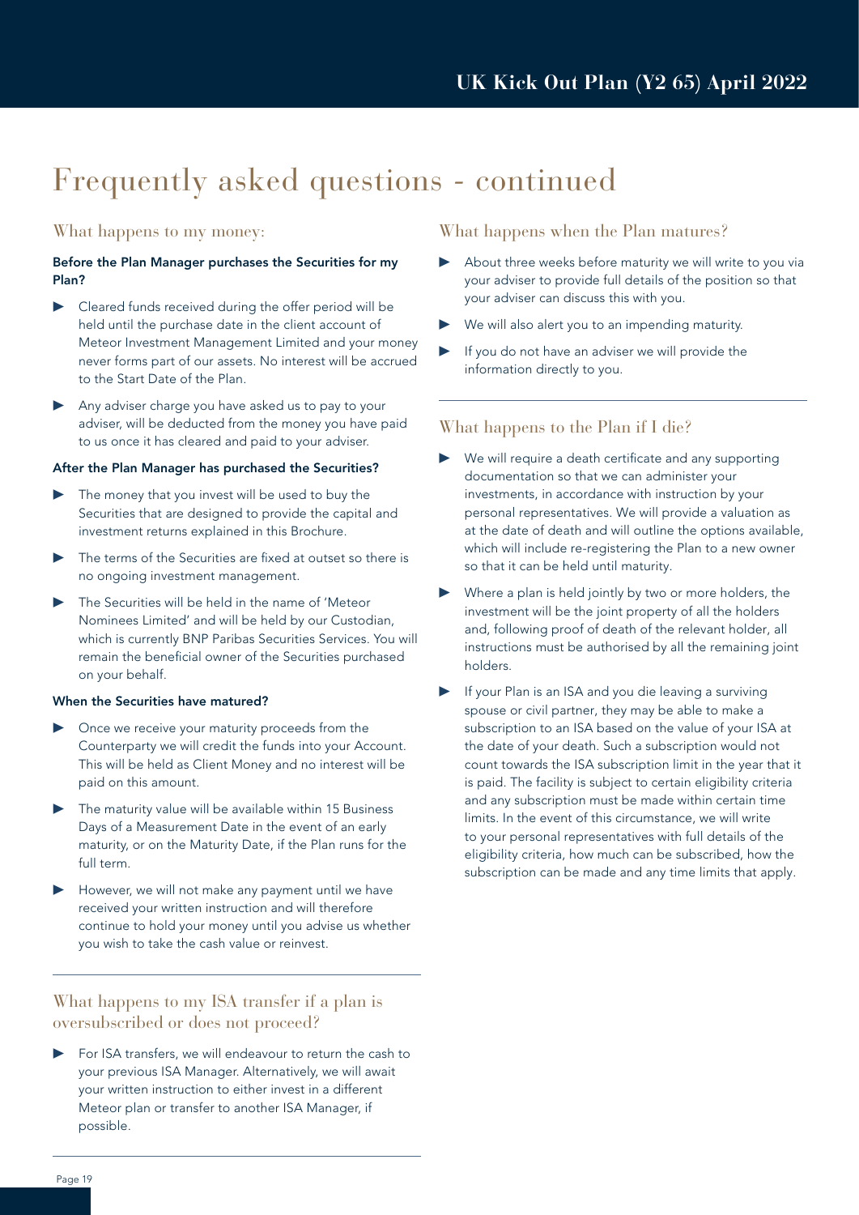# Frequently asked questions - continued

## What happens to my money:

### Before the Plan Manager purchases the Securities for my Plan?

- Cleared funds received during the offer period will be held until the purchase date in the client account of Meteor Investment Management Limited and your money never forms part of our assets. No interest will be accrued to the Start Date of the Plan.
- Any adviser charge you have asked us to pay to your adviser, will be deducted from the money you have paid to us once it has cleared and paid to your adviser.

### After the Plan Manager has purchased the Securities?

- The money that you invest will be used to buy the Securities that are designed to provide the capital and investment returns explained in this Brochure.
- The terms of the Securities are fixed at outset so there is no ongoing investment management.
- The Securities will be held in the name of 'Meteor Nominees Limited' and will be held by our Custodian, which is currently BNP Paribas Securities Services. You will remain the beneficial owner of the Securities purchased on your behalf.

### When the Securities have matured?

- Once we receive your maturity proceeds from the Counterparty we will credit the funds into your Account. This will be held as Client Money and no interest will be paid on this amount.
- The maturity value will be available within 15 Business Days of a Measurement Date in the event of an early maturity, or on the Maturity Date, if the Plan runs for the full term.
- However, we will not make any payment until we have received your written instruction and will therefore continue to hold your money until you advise us whether you wish to take the cash value or reinvest.

## What happens to my ISA transfer if a plan is oversubscribed or does not proceed?

- For ISA transfers, we will endeavour to return the cash to your previous ISA Manager. Alternatively, we will await your written instruction to either invest in a different Meteor plan or transfer to another ISA Manager, if possible.

## What happens when the Plan matures?

- About three weeks before maturity we will write to you via your adviser to provide full details of the position so that your adviser can discuss this with you.
- We will also alert you to an impending maturity.
- If you do not have an adviser we will provide the information directly to you.

## What happens to the Plan if I die?

- We will require a death certificate and any supporting documentation so that we can administer your investments, in accordance with instruction by your personal representatives. We will provide a valuation as at the date of death and will outline the options available, which will include re-registering the Plan to a new owner so that it can be held until maturity.
- Where a plan is held jointly by two or more holders, the investment will be the joint property of all the holders and, following proof of death of the relevant holder, all instructions must be authorised by all the remaining joint holders.
- If your Plan is an ISA and you die leaving a surviving spouse or civil partner, they may be able to make a subscription to an ISA based on the value of your ISA at the date of your death. Such a subscription would not count towards the ISA subscription limit in the year that it is paid. The facility is subject to certain eligibility criteria and any subscription must be made within certain time limits. In the event of this circumstance, we will write to your personal representatives with full details of the eligibility criteria, how much can be subscribed, how the subscription can be made and any time limits that apply.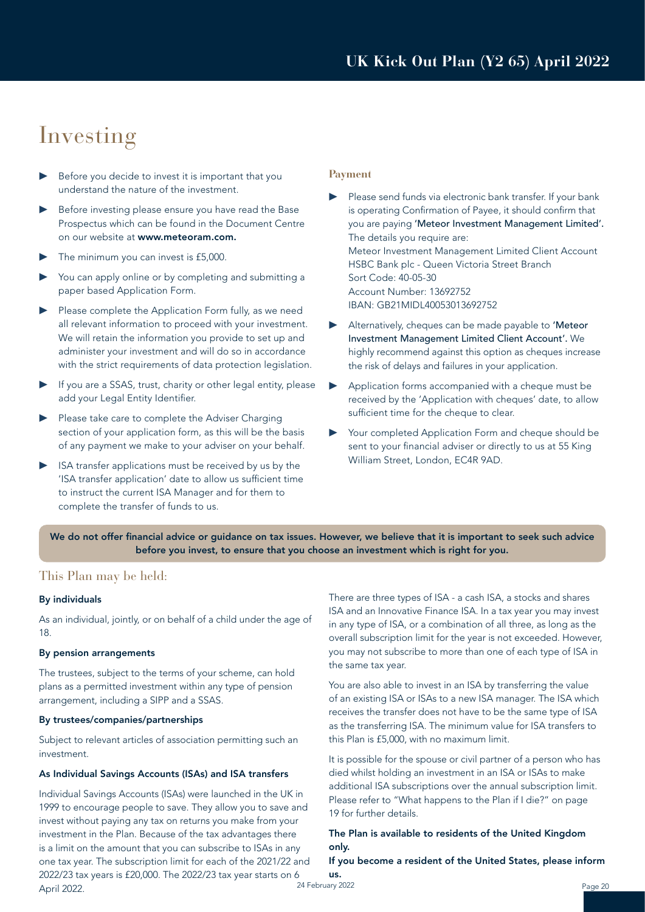# Investing

- Before you decide to invest it is important that you understand the nature of the investment.
- Before investing please ensure you have read the Base Prospectus which can be found in the Document Centre on our website at **www.meteoram.com.**
- The minimum you can invest is £5,000.
- You can apply online or by completing and submitting a paper based Application Form.
- Please complete the Application Form fully, as we need all relevant information to proceed with your investment. We will retain the information you provide to set up and administer your investment and will do so in accordance with the strict requirements of data protection legislation.
- If you are a SSAS, trust, charity or other legal entity, please add your Legal Entity Identifier.
- Please take care to complete the Adviser Charging section of your application form, as this will be the basis of any payment we make to your adviser on your behalf.
- ISA transfer applications must be received by us by the 'ISA transfer application' date to allow us sufficient time to instruct the current ISA Manager and for them to complete the transfer of funds to us.

### Payment

- Please send funds via electronic bank transfer. If your bank is operating Confirmation of Payee, it should confirm that you are paying **'Meteor Investment Management Limited'.** The details you require are:
  Meteor Investment Management Limited Client Account
  HSBC Bank plc - Queen Victoria Street Branch
  Sort Code: 40-05-30
  Account Number: 13692752
  IBAN: GB21MIDL40053013692752
- Alternatively, cheques can be made payable to **'Meteor Investment Management Limited Client Account'.** We highly recommend against this option as cheques increase the risk of delays and failures in your application.
- Application forms accompanied with a cheque must be received by the 'Application with cheques' date, to allow sufficient time for the cheque to clear.
- Your completed Application Form and cheque should be sent to your financial adviser or directly to us at 55 King William Street, London, EC4R 9AD.

**We do not offer financial advice or guidance on tax issues. However, we believe that it is important to seek such advice before you invest, to ensure that you choose an investment which is right for you.**

## This Plan may be held:

**By individuals**

As an individual, jointly, or on behalf of a child under the age of 18.

**By pension arrangements**

The trustees, subject to the terms of your scheme, can hold plans as a permitted investment within any type of pension arrangement, including a SIPP and a SSAS.

**By trustees/companies/partnerships**

Subject to relevant articles of association permitting such an investment.

**As Individual Savings Accounts (ISAs) and ISA transfers**

Individual Savings Accounts (ISAs) were launched in the UK in 1999 to encourage people to save. They allow you to save and invest without paying any tax on returns you make from your investment in the Plan. Because of the tax advantages there is a limit on the amount that you can subscribe to ISAs in any one tax year. The subscription limit for each of the 2021/22 and 2022/23 tax years is £20,000. The 2022/23 tax year starts on 6 April 2022.

There are three types of ISA - a cash ISA, a stocks and shares ISA and an Innovative Finance ISA. In a tax year you may invest in any type of ISA, or a combination of all three, as long as the overall subscription limit for the year is not exceeded. However, you may not subscribe to more than one of each type of ISA in the same tax year.

You are also able to invest in an ISA by transferring the value of an existing ISA or ISAs to a new ISA manager. The ISA which receives the transfer does not have to be the same type of ISA as the transferring ISA. The minimum value for ISA transfers to this Plan is £5,000, with no maximum limit.

It is possible for the spouse or civil partner of a person who has died whilst holding an investment in an ISA or ISAs to make additional ISA subscriptions over the annual subscription limit. Please refer to "What happens to the Plan if I die?" on page 19 for further details.

**The Plan is available to residents of the United Kingdom only.**

**If you become a resident of the United States, please inform us.**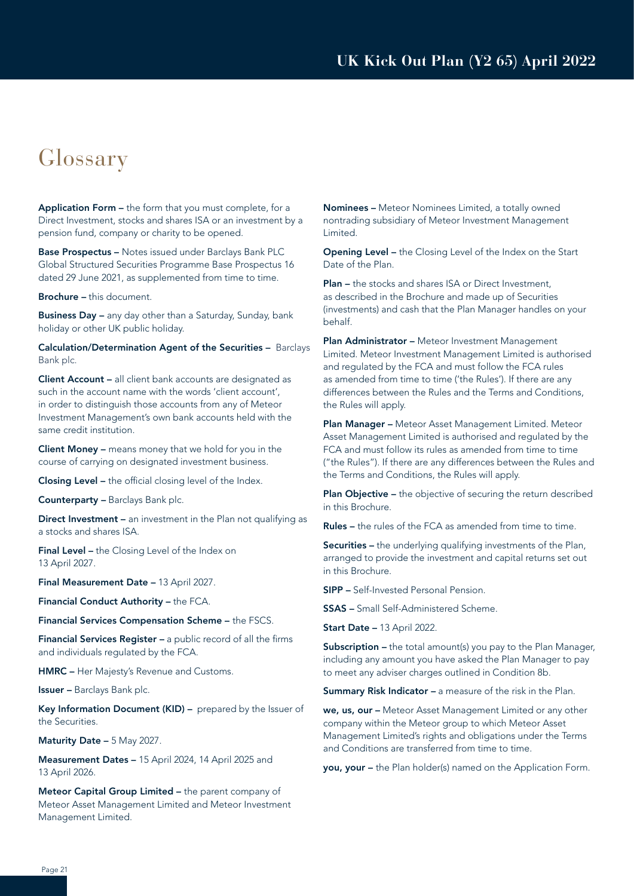# Glossary

**Application Form –** the form that you must complete, for a Direct Investment, stocks and shares ISA or an investment by a pension fund, company or charity to be opened.

**Base Prospectus –** Notes issued under Barclays Bank PLC Global Structured Securities Programme Base Prospectus 16 dated 29 June 2021, as supplemented from time to time.

**Brochure –** this document.

**Business Day –** any day other than a Saturday, Sunday, bank holiday or other UK public holiday.

**Calculation/Determination Agent of the Securities –** Barclays Bank plc.

**Client Account –** all client bank accounts are designated as such in the account name with the words 'client account', in order to distinguish those accounts from any of Meteor Investment Management's own bank accounts held with the same credit institution.

**Client Money –** means money that we hold for you in the course of carrying on designated investment business.

**Closing Level –** the official closing level of the Index.

**Counterparty –** Barclays Bank plc.

**Direct Investment –** an investment in the Plan not qualifying as a stocks and shares ISA.

**Final Level –** the Closing Level of the Index on 13 April 2027.

**Final Measurement Date –** 13 April 2027.

**Financial Conduct Authority –** the FCA.

**Financial Services Compensation Scheme –** the FSCS.

**Financial Services Register –** a public record of all the firms and individuals regulated by the FCA.

**HMRC –** Her Majesty's Revenue and Customs.

**Issuer –** Barclays Bank plc.

**Key Information Document (KID) –** prepared by the Issuer of the Securities.

**Maturity Date –** 5 May 2027.

**Measurement Dates –** 15 April 2024, 14 April 2025 and 13 April 2026.

**Meteor Capital Group Limited –** the parent company of Meteor Asset Management Limited and Meteor Investment Management Limited.

**Nominees –** Meteor Nominees Limited, a totally owned nontrading subsidiary of Meteor Investment Management Limited.

**Opening Level –** the Closing Level of the Index on the Start Date of the Plan.

**Plan –** the stocks and shares ISA or Direct Investment, as described in the Brochure and made up of Securities (investments) and cash that the Plan Manager handles on your behalf.

**Plan Administrator –** Meteor Investment Management Limited. Meteor Investment Management Limited is authorised and regulated by the FCA and must follow the FCA rules as amended from time to time ('the Rules'). If there are any differences between the Rules and the Terms and Conditions, the Rules will apply.

**Plan Manager –** Meteor Asset Management Limited. Meteor Asset Management Limited is authorised and regulated by the FCA and must follow its rules as amended from time to time ("the Rules"). If there are any differences between the Rules and the Terms and Conditions, the Rules will apply.

**Plan Objective –** the objective of securing the return described in this Brochure.

**Rules –** the rules of the FCA as amended from time to time.

**Securities –** the underlying qualifying investments of the Plan, arranged to provide the investment and capital returns set out in this Brochure.

**SIPP –** Self-Invested Personal Pension.

**SSAS –** Small Self-Administered Scheme.

**Start Date –** 13 April 2022.

**Subscription –** the total amount(s) you pay to the Plan Manager, including any amount you have asked the Plan Manager to pay to meet any adviser charges outlined in Condition 8b.

**Summary Risk Indicator –** a measure of the risk in the Plan.

**we, us, our –** Meteor Asset Management Limited or any other company within the Meteor group to which Meteor Asset Management Limited's rights and obligations under the Terms and Conditions are transferred from time to time.

**you, your –** the Plan holder(s) named on the Application Form.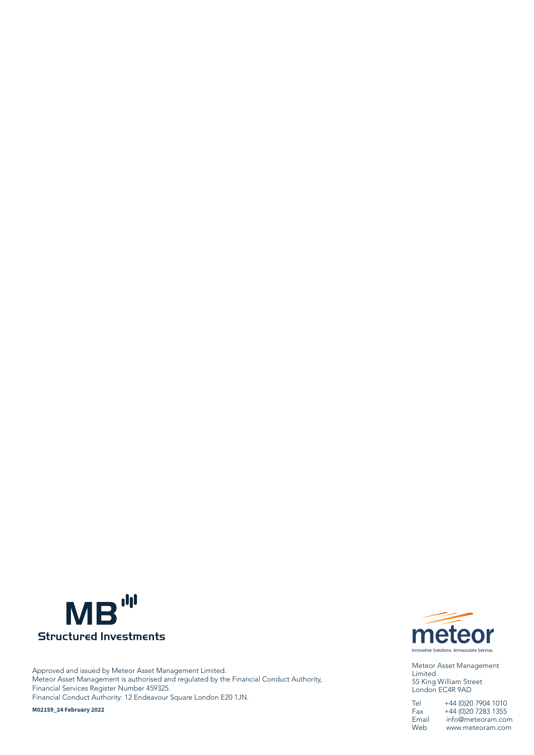MB Structured Investments

Approved and issued by Meteor Asset Management Limited.
Meteor Asset Management is authorised and regulated by the Financial Conduct Authority, Financial Services Register Number 459325.
Financial Conduct Authority: 12 Endeavour Square London E20 1JN.

**M02159_24 February 2022**

meteor
Innovative Solutions. Immaculate Service.

Meteor Asset Management Limited
55 King William Street
London EC4R 9AD

| | |
|---|---|
| Tel | +44 (0)20 7904 1010 |
| Fax | +44 (0)20 7283 1355 |
| Email | info@meteoram.com |
| Web | www.meteoram.com |